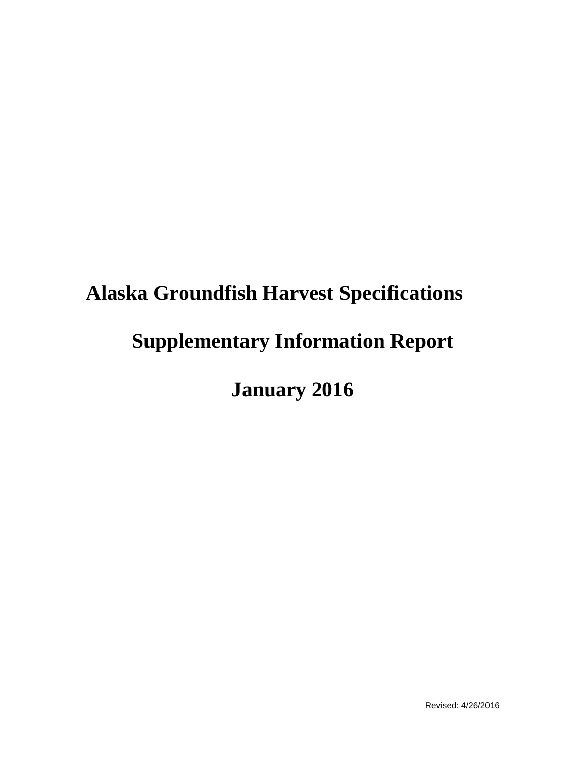# Alaska Groundfish Harvest Specifications

## Supplementary Information Report

## January 2016

Revised: 4/26/2016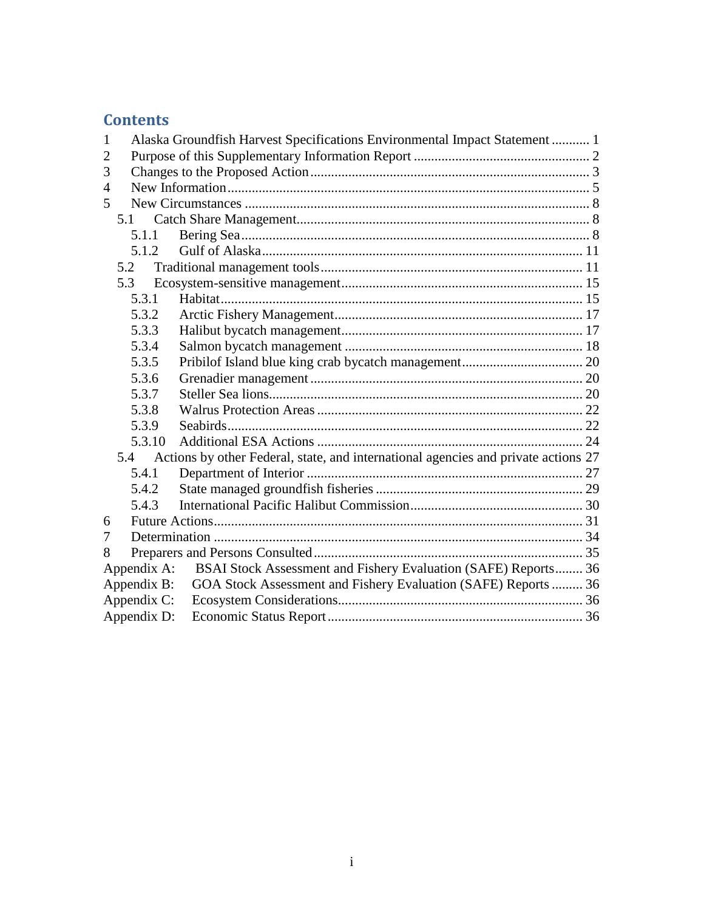# Contents

1 Alaska Groundfish Harvest Specifications Environmental Impact Statement ........... 1
2 Purpose of this Supplementary Information Report ........... 2
3 Changes to the Proposed Action ........... 3
4 New Information ........... 5
5 New Circumstances ........... 8
  5.1 Catch Share Management ........... 8
    5.1.1 Bering Sea ........... 8
    5.1.2 Gulf of Alaska ........... 11
  5.2 Traditional management tools ........... 11
  5.3 Ecosystem-sensitive management ........... 15
    5.3.1 Habitat ........... 15
    5.3.2 Arctic Fishery Management ........... 17
    5.3.3 Halibut bycatch management ........... 17
    5.3.4 Salmon bycatch management ........... 18
    5.3.5 Pribilof Island blue king crab bycatch management ........... 20
    5.3.6 Grenadier management ........... 20
    5.3.7 Steller Sea lions ........... 20
    5.3.8 Walrus Protection Areas ........... 22
    5.3.9 Seabirds ........... 22
    5.3.10 Additional ESA Actions ........... 24
  5.4 Actions by other Federal, state, and international agencies and private actions 27
    5.4.1 Department of Interior ........... 27
    5.4.2 State managed groundfish fisheries ........... 29
    5.4.3 International Pacific Halibut Commission ........... 30
6 Future Actions ........... 31
7 Determination ........... 34
8 Preparers and Persons Consulted ........... 35
Appendix A: BSAI Stock Assessment and Fishery Evaluation (SAFE) Reports ........... 36
Appendix B: GOA Stock Assessment and Fishery Evaluation (SAFE) Reports ........... 36
Appendix C: Ecosystem Considerations ........... 36
Appendix D: Economic Status Report ........... 36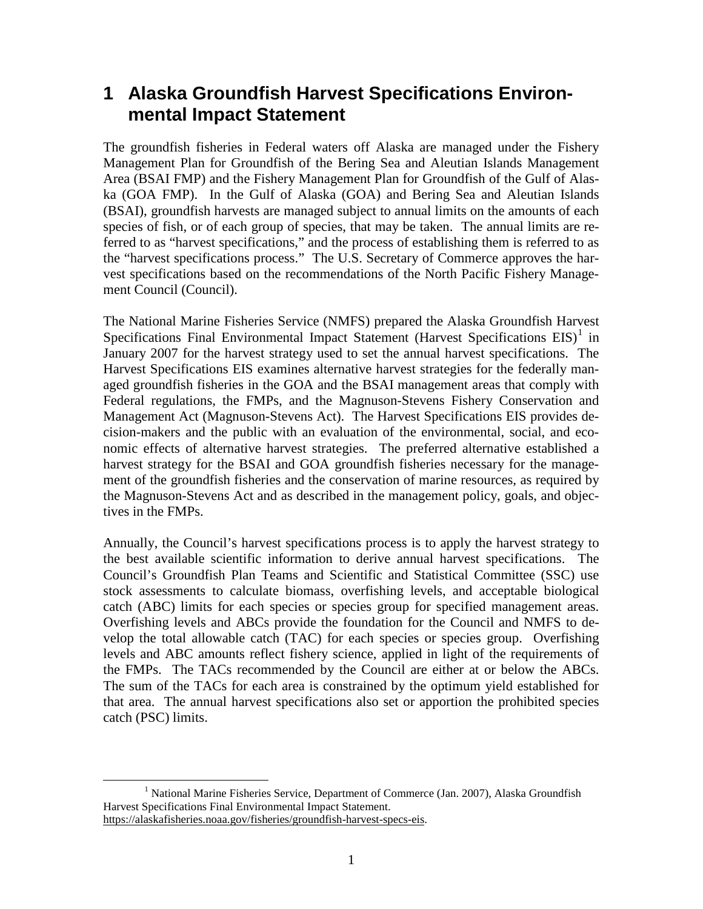# 1 Alaska Groundfish Harvest Specifications Environmental Impact Statement

The groundfish fisheries in Federal waters off Alaska are managed under the Fishery Management Plan for Groundfish of the Bering Sea and Aleutian Islands Management Area (BSAI FMP) and the Fishery Management Plan for Groundfish of the Gulf of Alaska (GOA FMP). In the Gulf of Alaska (GOA) and Bering Sea and Aleutian Islands (BSAI), groundfish harvests are managed subject to annual limits on the amounts of each species of fish, or of each group of species, that may be taken. The annual limits are referred to as "harvest specifications," and the process of establishing them is referred to as the "harvest specifications process." The U.S. Secretary of Commerce approves the harvest specifications based on the recommendations of the North Pacific Fishery Management Council (Council).

The National Marine Fisheries Service (NMFS) prepared the Alaska Groundfish Harvest Specifications Final Environmental Impact Statement (Harvest Specifications EIS)[1] in January 2007 for the harvest strategy used to set the annual harvest specifications. The Harvest Specifications EIS examines alternative harvest strategies for the federally managed groundfish fisheries in the GOA and the BSAI management areas that comply with Federal regulations, the FMPs, and the Magnuson-Stevens Fishery Conservation and Management Act (Magnuson-Stevens Act). The Harvest Specifications EIS provides decision-makers and the public with an evaluation of the environmental, social, and economic effects of alternative harvest strategies. The preferred alternative established a harvest strategy for the BSAI and GOA groundfish fisheries necessary for the management of the groundfish fisheries and the conservation of marine resources, as required by the Magnuson-Stevens Act and as described in the management policy, goals, and objectives in the FMPs.

Annually, the Council's harvest specifications process is to apply the harvest strategy to the best available scientific information to derive annual harvest specifications. The Council's Groundfish Plan Teams and Scientific and Statistical Committee (SSC) use stock assessments to calculate biomass, overfishing levels, and acceptable biological catch (ABC) limits for each species or species group for specified management areas. Overfishing levels and ABCs provide the foundation for the Council and NMFS to develop the total allowable catch (TAC) for each species or species group. Overfishing levels and ABC amounts reflect fishery science, applied in light of the requirements of the FMPs. The TACs recommended by the Council are either at or below the ABCs. The sum of the TACs for each area is constrained by the optimum yield established for that area. The annual harvest specifications also set or apportion the prohibited species catch (PSC) limits.

[1] National Marine Fisheries Service, Department of Commerce (Jan. 2007), Alaska Groundfish Harvest Specifications Final Environmental Impact Statement. https://alaskafisheries.noaa.gov/fisheries/groundfish-harvest-specs-eis.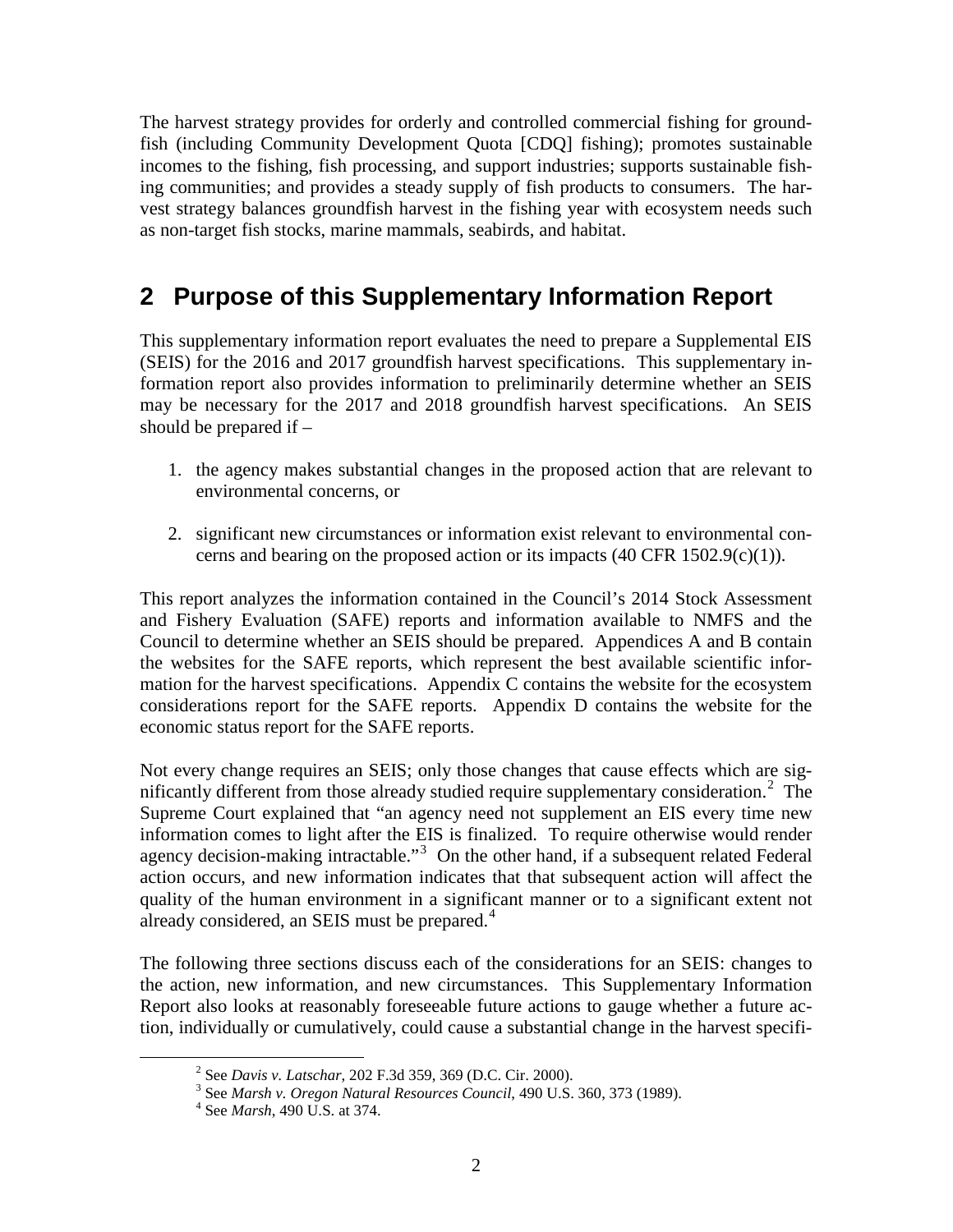The harvest strategy provides for orderly and controlled commercial fishing for groundfish (including Community Development Quota [CDQ] fishing); promotes sustainable incomes to the fishing, fish processing, and support industries; supports sustainable fishing communities; and provides a steady supply of fish products to consumers. The harvest strategy balances groundfish harvest in the fishing year with ecosystem needs such as non-target fish stocks, marine mammals, seabirds, and habitat.

# 2 Purpose of this Supplementary Information Report

This supplementary information report evaluates the need to prepare a Supplemental EIS (SEIS) for the 2016 and 2017 groundfish harvest specifications. This supplementary information report also provides information to preliminarily determine whether an SEIS may be necessary for the 2017 and 2018 groundfish harvest specifications. An SEIS should be prepared if –

1. the agency makes substantial changes in the proposed action that are relevant to environmental concerns, or

2. significant new circumstances or information exist relevant to environmental concerns and bearing on the proposed action or its impacts (40 CFR 1502.9(c)(1)).

This report analyzes the information contained in the Council's 2014 Stock Assessment and Fishery Evaluation (SAFE) reports and information available to NMFS and the Council to determine whether an SEIS should be prepared. Appendices A and B contain the websites for the SAFE reports, which represent the best available scientific information for the harvest specifications. Appendix C contains the website for the ecosystem considerations report for the SAFE reports. Appendix D contains the website for the economic status report for the SAFE reports.

Not every change requires an SEIS; only those changes that cause effects which are significantly different from those already studied require supplementary consideration.[2] The Supreme Court explained that "an agency need not supplement an EIS every time new information comes to light after the EIS is finalized. To require otherwise would render agency decision-making intractable."[3] On the other hand, if a subsequent related Federal action occurs, and new information indicates that that subsequent action will affect the quality of the human environment in a significant manner or to a significant extent not already considered, an SEIS must be prepared.[4]

The following three sections discuss each of the considerations for an SEIS: changes to the action, new information, and new circumstances. This Supplementary Information Report also looks at reasonably foreseeable future actions to gauge whether a future action, individually or cumulatively, could cause a substantial change in the harvest specifi-

[2] See *Davis v. Latschar*, 202 F.3d 359, 369 (D.C. Cir. 2000).

[3] See *Marsh v. Oregon Natural Resources Council*, 490 U.S. 360, 373 (1989).

[4] See *Marsh*, 490 U.S. at 374.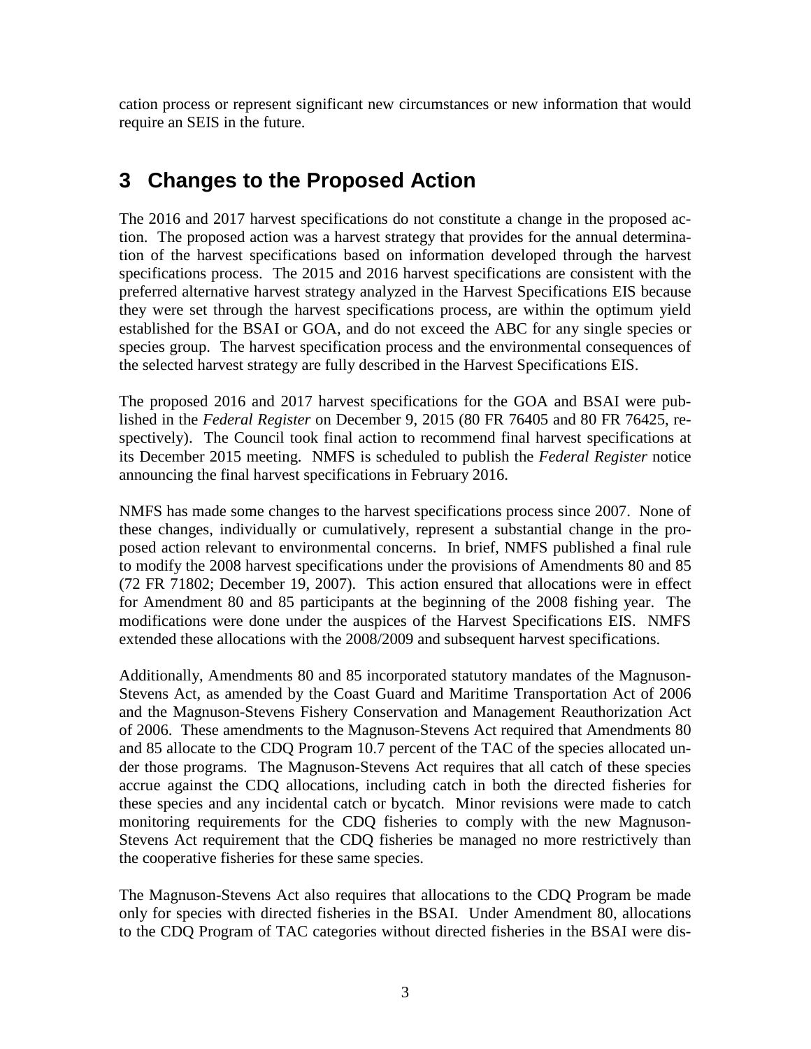cation process or represent significant new circumstances or new information that would require an SEIS in the future.

# 3 Changes to the Proposed Action

The 2016 and 2017 harvest specifications do not constitute a change in the proposed action. The proposed action was a harvest strategy that provides for the annual determination of the harvest specifications based on information developed through the harvest specifications process. The 2015 and 2016 harvest specifications are consistent with the preferred alternative harvest strategy analyzed in the Harvest Specifications EIS because they were set through the harvest specifications process, are within the optimum yield established for the BSAI or GOA, and do not exceed the ABC for any single species or species group. The harvest specification process and the environmental consequences of the selected harvest strategy are fully described in the Harvest Specifications EIS.

The proposed 2016 and 2017 harvest specifications for the GOA and BSAI were published in the *Federal Register* on December 9, 2015 (80 FR 76405 and 80 FR 76425, respectively). The Council took final action to recommend final harvest specifications at its December 2015 meeting. NMFS is scheduled to publish the *Federal Register* notice announcing the final harvest specifications in February 2016.

NMFS has made some changes to the harvest specifications process since 2007. None of these changes, individually or cumulatively, represent a substantial change in the proposed action relevant to environmental concerns. In brief, NMFS published a final rule to modify the 2008 harvest specifications under the provisions of Amendments 80 and 85 (72 FR 71802; December 19, 2007). This action ensured that allocations were in effect for Amendment 80 and 85 participants at the beginning of the 2008 fishing year. The modifications were done under the auspices of the Harvest Specifications EIS. NMFS extended these allocations with the 2008/2009 and subsequent harvest specifications.

Additionally, Amendments 80 and 85 incorporated statutory mandates of the Magnuson-Stevens Act, as amended by the Coast Guard and Maritime Transportation Act of 2006 and the Magnuson-Stevens Fishery Conservation and Management Reauthorization Act of 2006. These amendments to the Magnuson-Stevens Act required that Amendments 80 and 85 allocate to the CDQ Program 10.7 percent of the TAC of the species allocated under those programs. The Magnuson-Stevens Act requires that all catch of these species accrue against the CDQ allocations, including catch in both the directed fisheries for these species and any incidental catch or bycatch. Minor revisions were made to catch monitoring requirements for the CDQ fisheries to comply with the new Magnuson-Stevens Act requirement that the CDQ fisheries be managed no more restrictively than the cooperative fisheries for these same species.

The Magnuson-Stevens Act also requires that allocations to the CDQ Program be made only for species with directed fisheries in the BSAI. Under Amendment 80, allocations to the CDQ Program of TAC categories without directed fisheries in the BSAI were dis-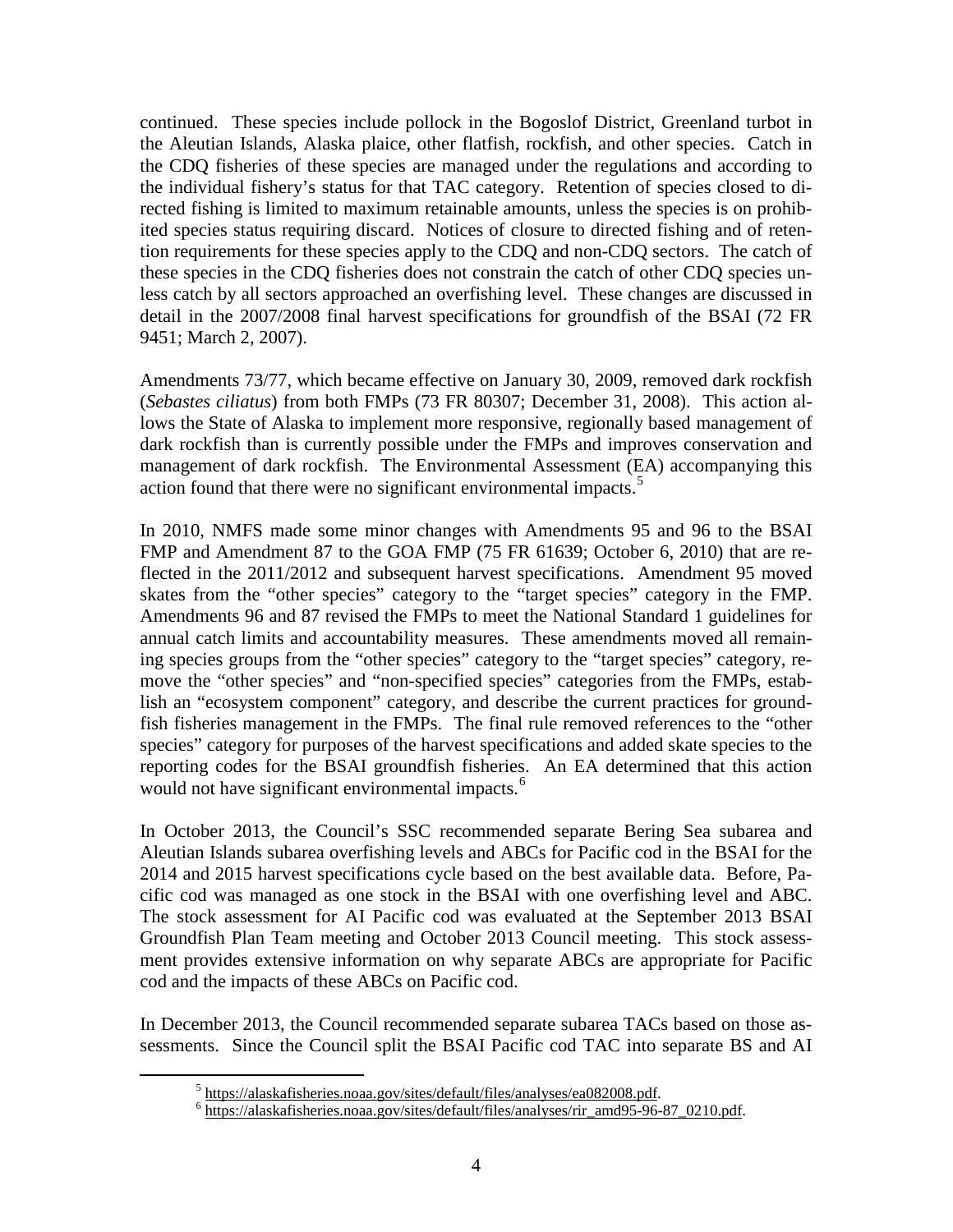continued. These species include pollock in the Bogoslof District, Greenland turbot in the Aleutian Islands, Alaska plaice, other flatfish, rockfish, and other species. Catch in the CDQ fisheries of these species are managed under the regulations and according to the individual fishery's status for that TAC category. Retention of species closed to directed fishing is limited to maximum retainable amounts, unless the species is on prohibited species status requiring discard. Notices of closure to directed fishing and of retention requirements for these species apply to the CDQ and non-CDQ sectors. The catch of these species in the CDQ fisheries does not constrain the catch of other CDQ species unless catch by all sectors approached an overfishing level. These changes are discussed in detail in the 2007/2008 final harvest specifications for groundfish of the BSAI (72 FR 9451; March 2, 2007).

Amendments 73/77, which became effective on January 30, 2009, removed dark rockfish (*Sebastes ciliatus*) from both FMPs (73 FR 80307; December 31, 2008). This action allows the State of Alaska to implement more responsive, regionally based management of dark rockfish than is currently possible under the FMPs and improves conservation and management of dark rockfish. The Environmental Assessment (EA) accompanying this action found that there were no significant environmental impacts.[5]

In 2010, NMFS made some minor changes with Amendments 95 and 96 to the BSAI FMP and Amendment 87 to the GOA FMP (75 FR 61639; October 6, 2010) that are reflected in the 2011/2012 and subsequent harvest specifications. Amendment 95 moved skates from the "other species" category to the "target species" category in the FMP. Amendments 96 and 87 revised the FMPs to meet the National Standard 1 guidelines for annual catch limits and accountability measures. These amendments moved all remaining species groups from the "other species" category to the "target species" category, remove the "other species" and "non-specified species" categories from the FMPs, establish an "ecosystem component" category, and describe the current practices for groundfish fisheries management in the FMPs. The final rule removed references to the "other species" category for purposes of the harvest specifications and added skate species to the reporting codes for the BSAI groundfish fisheries. An EA determined that this action would not have significant environmental impacts.[6]

In October 2013, the Council's SSC recommended separate Bering Sea subarea and Aleutian Islands subarea overfishing levels and ABCs for Pacific cod in the BSAI for the 2014 and 2015 harvest specifications cycle based on the best available data. Before, Pacific cod was managed as one stock in the BSAI with one overfishing level and ABC. The stock assessment for AI Pacific cod was evaluated at the September 2013 BSAI Groundfish Plan Team meeting and October 2013 Council meeting. This stock assessment provides extensive information on why separate ABCs are appropriate for Pacific cod and the impacts of these ABCs on Pacific cod.

In December 2013, the Council recommended separate subarea TACs based on those assessments. Since the Council split the BSAI Pacific cod TAC into separate BS and AI

[5] https://alaskafisheries.noaa.gov/sites/default/files/analyses/ea082008.pdf.

[6] https://alaskafisheries.noaa.gov/sites/default/files/analyses/rir_amd95-96-87_0210.pdf.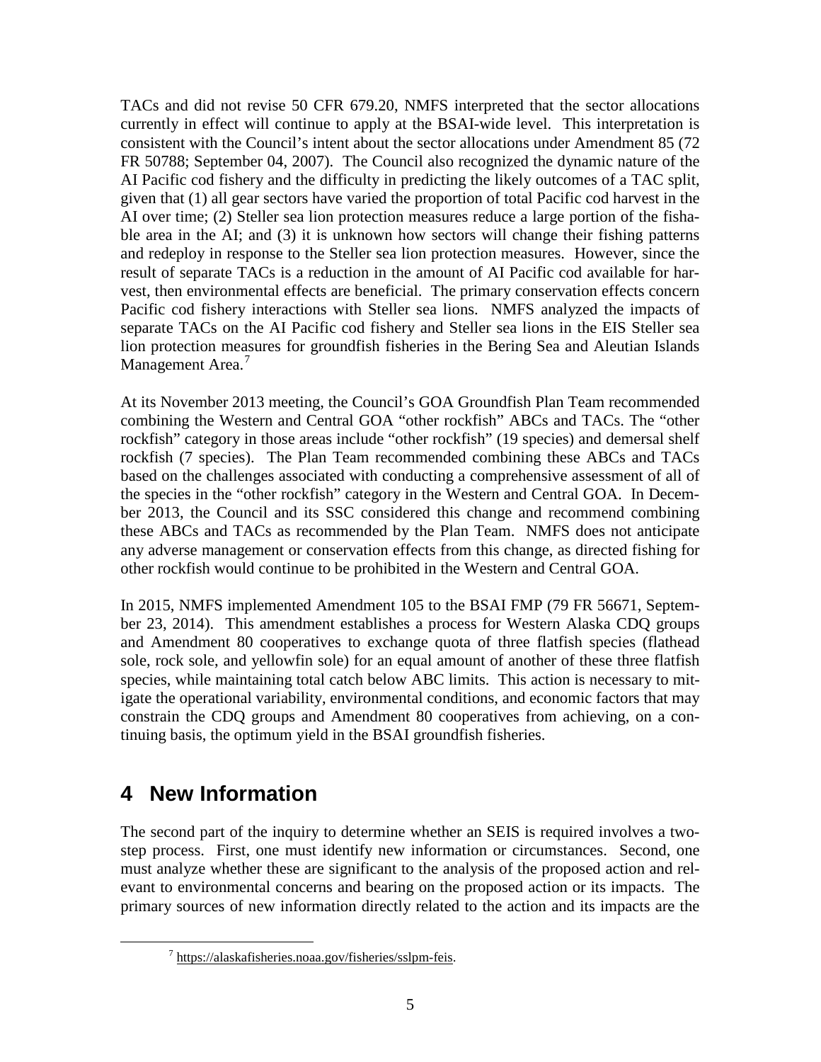TACs and did not revise 50 CFR 679.20, NMFS interpreted that the sector allocations currently in effect will continue to apply at the BSAI-wide level. This interpretation is consistent with the Council's intent about the sector allocations under Amendment 85 (72 FR 50788; September 04, 2007). The Council also recognized the dynamic nature of the AI Pacific cod fishery and the difficulty in predicting the likely outcomes of a TAC split, given that (1) all gear sectors have varied the proportion of total Pacific cod harvest in the AI over time; (2) Steller sea lion protection measures reduce a large portion of the fishable area in the AI; and (3) it is unknown how sectors will change their fishing patterns and redeploy in response to the Steller sea lion protection measures. However, since the result of separate TACs is a reduction in the amount of AI Pacific cod available for harvest, then environmental effects are beneficial. The primary conservation effects concern Pacific cod fishery interactions with Steller sea lions. NMFS analyzed the impacts of separate TACs on the AI Pacific cod fishery and Steller sea lions in the EIS Steller sea lion protection measures for groundfish fisheries in the Bering Sea and Aleutian Islands Management Area.[7]

At its November 2013 meeting, the Council's GOA Groundfish Plan Team recommended combining the Western and Central GOA "other rockfish" ABCs and TACs. The "other rockfish" category in those areas include "other rockfish" (19 species) and demersal shelf rockfish (7 species). The Plan Team recommended combining these ABCs and TACs based on the challenges associated with conducting a comprehensive assessment of all of the species in the "other rockfish" category in the Western and Central GOA. In December 2013, the Council and its SSC considered this change and recommend combining these ABCs and TACs as recommended by the Plan Team. NMFS does not anticipate any adverse management or conservation effects from this change, as directed fishing for other rockfish would continue to be prohibited in the Western and Central GOA.

In 2015, NMFS implemented Amendment 105 to the BSAI FMP (79 FR 56671, September 23, 2014). This amendment establishes a process for Western Alaska CDQ groups and Amendment 80 cooperatives to exchange quota of three flatfish species (flathead sole, rock sole, and yellowfin sole) for an equal amount of another of these three flatfish species, while maintaining total catch below ABC limits. This action is necessary to mitigate the operational variability, environmental conditions, and economic factors that may constrain the CDQ groups and Amendment 80 cooperatives from achieving, on a continuing basis, the optimum yield in the BSAI groundfish fisheries.

# 4 New Information

The second part of the inquiry to determine whether an SEIS is required involves a two-step process. First, one must identify new information or circumstances. Second, one must analyze whether these are significant to the analysis of the proposed action and relevant to environmental concerns and bearing on the proposed action or its impacts. The primary sources of new information directly related to the action and its impacts are the

[7] https://alaskafisheries.noaa.gov/fisheries/sslpm-feis.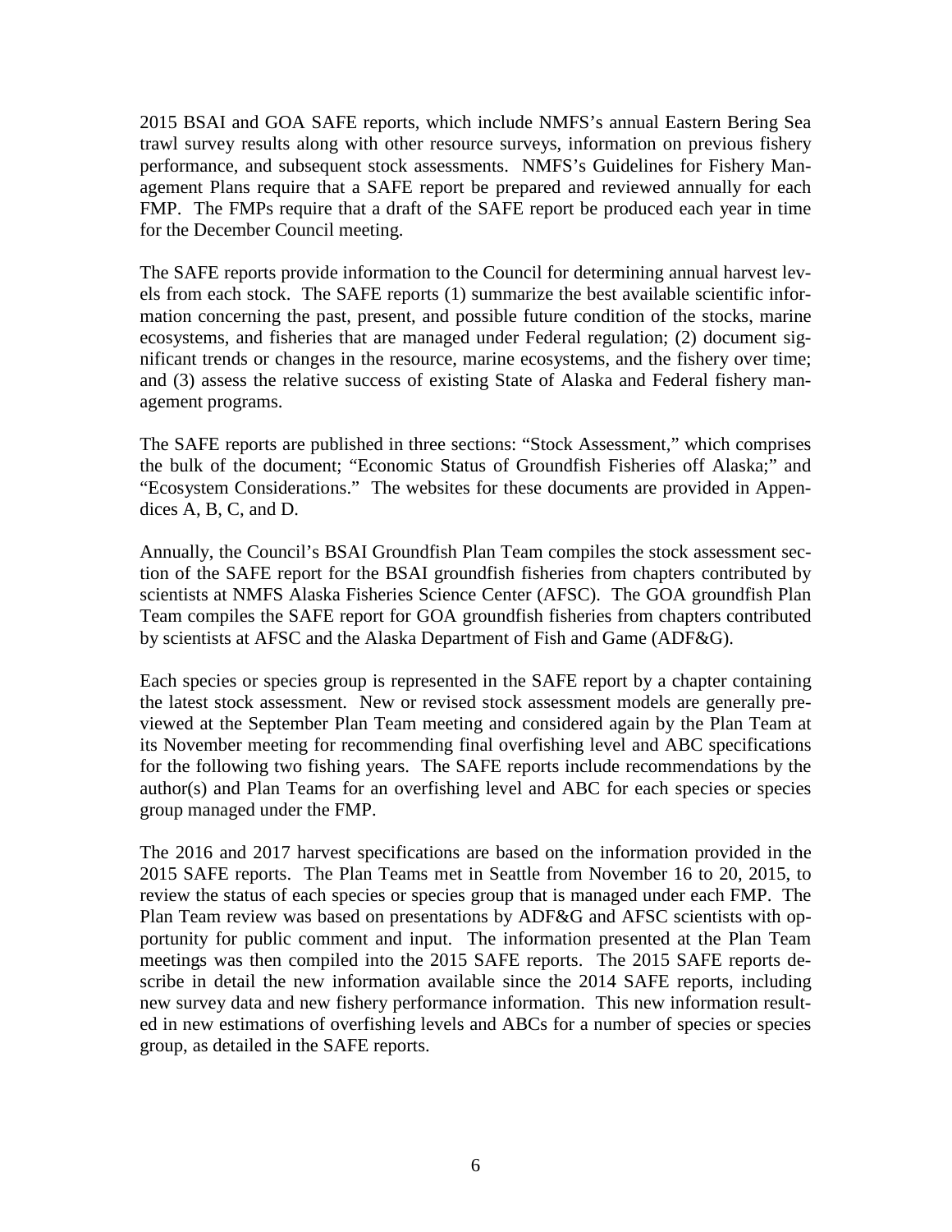2015 BSAI and GOA SAFE reports, which include NMFS's annual Eastern Bering Sea trawl survey results along with other resource surveys, information on previous fishery performance, and subsequent stock assessments. NMFS's Guidelines for Fishery Management Plans require that a SAFE report be prepared and reviewed annually for each FMP. The FMPs require that a draft of the SAFE report be produced each year in time for the December Council meeting.

The SAFE reports provide information to the Council for determining annual harvest levels from each stock. The SAFE reports (1) summarize the best available scientific information concerning the past, present, and possible future condition of the stocks, marine ecosystems, and fisheries that are managed under Federal regulation; (2) document significant trends or changes in the resource, marine ecosystems, and the fishery over time; and (3) assess the relative success of existing State of Alaska and Federal fishery management programs.

The SAFE reports are published in three sections: "Stock Assessment," which comprises the bulk of the document; "Economic Status of Groundfish Fisheries off Alaska;" and "Ecosystem Considerations." The websites for these documents are provided in Appendices A, B, C, and D.

Annually, the Council's BSAI Groundfish Plan Team compiles the stock assessment section of the SAFE report for the BSAI groundfish fisheries from chapters contributed by scientists at NMFS Alaska Fisheries Science Center (AFSC). The GOA groundfish Plan Team compiles the SAFE report for GOA groundfish fisheries from chapters contributed by scientists at AFSC and the Alaska Department of Fish and Game (ADF&G).

Each species or species group is represented in the SAFE report by a chapter containing the latest stock assessment. New or revised stock assessment models are generally previewed at the September Plan Team meeting and considered again by the Plan Team at its November meeting for recommending final overfishing level and ABC specifications for the following two fishing years. The SAFE reports include recommendations by the author(s) and Plan Teams for an overfishing level and ABC for each species or species group managed under the FMP.

The 2016 and 2017 harvest specifications are based on the information provided in the 2015 SAFE reports. The Plan Teams met in Seattle from November 16 to 20, 2015, to review the status of each species or species group that is managed under each FMP. The Plan Team review was based on presentations by ADF&G and AFSC scientists with opportunity for public comment and input. The information presented at the Plan Team meetings was then compiled into the 2015 SAFE reports. The 2015 SAFE reports describe in detail the new information available since the 2014 SAFE reports, including new survey data and new fishery performance information. This new information resulted in new estimations of overfishing levels and ABCs for a number of species or species group, as detailed in the SAFE reports.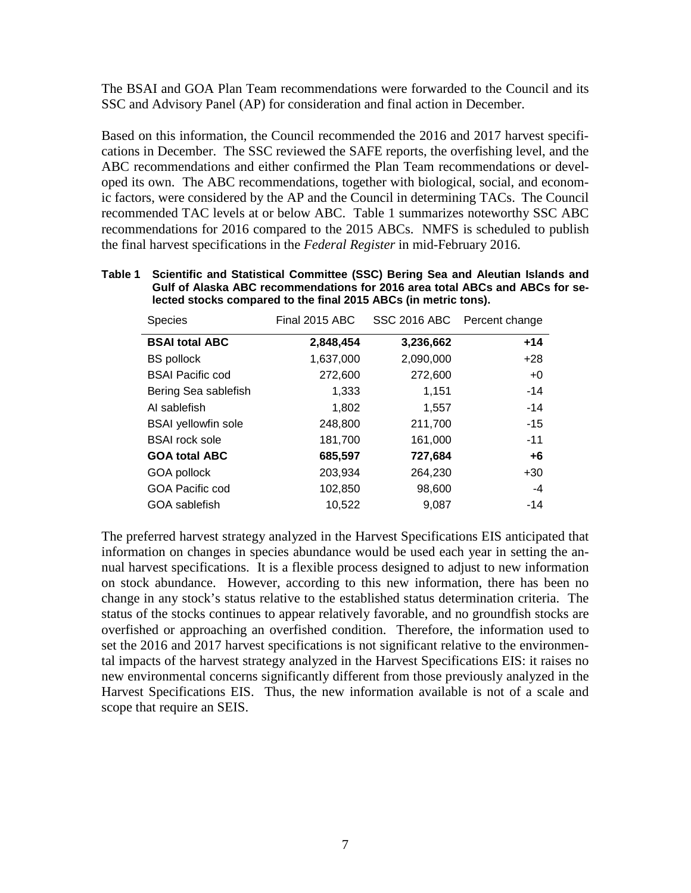The BSAI and GOA Plan Team recommendations were forwarded to the Council and its SSC and Advisory Panel (AP) for consideration and final action in December.

Based on this information, the Council recommended the 2016 and 2017 harvest specifications in December. The SSC reviewed the SAFE reports, the overfishing level, and the ABC recommendations and either confirmed the Plan Team recommendations or developed its own. The ABC recommendations, together with biological, social, and economic factors, were considered by the AP and the Council in determining TACs. The Council recommended TAC levels at or below ABC. Table 1 summarizes noteworthy SSC ABC recommendations for 2016 compared to the 2015 ABCs. NMFS is scheduled to publish the final harvest specifications in the *Federal Register* in mid-February 2016.

**Table 1 Scientific and Statistical Committee (SSC) Bering Sea and Aleutian Islands and Gulf of Alaska ABC recommendations for 2016 area total ABCs and ABCs for selected stocks compared to the final 2015 ABCs (in metric tons).**

| Species | Final 2015 ABC | SSC 2016 ABC | Percent change |
|---|---|---|---|
| **BSAI total ABC** | **2,848,454** | **3,236,662** | **+14** |
| BS pollock | 1,637,000 | 2,090,000 | +28 |
| BSAI Pacific cod | 272,600 | 272,600 | +0 |
| Bering Sea sablefish | 1,333 | 1,151 | -14 |
| AI sablefish | 1,802 | 1,557 | -14 |
| BSAI yellowfin sole | 248,800 | 211,700 | -15 |
| BSAI rock sole | 181,700 | 161,000 | -11 |
| **GOA total ABC** | **685,597** | **727,684** | **+6** |
| GOA pollock | 203,934 | 264,230 | +30 |
| GOA Pacific cod | 102,850 | 98,600 | -4 |
| GOA sablefish | 10,522 | 9,087 | -14 |

The preferred harvest strategy analyzed in the Harvest Specifications EIS anticipated that information on changes in species abundance would be used each year in setting the annual harvest specifications. It is a flexible process designed to adjust to new information on stock abundance. However, according to this new information, there has been no change in any stock's status relative to the established status determination criteria. The status of the stocks continues to appear relatively favorable, and no groundfish stocks are overfished or approaching an overfished condition. Therefore, the information used to set the 2016 and 2017 harvest specifications is not significant relative to the environmental impacts of the harvest strategy analyzed in the Harvest Specifications EIS: it raises no new environmental concerns significantly different from those previously analyzed in the Harvest Specifications EIS. Thus, the new information available is not of a scale and scope that require an SEIS.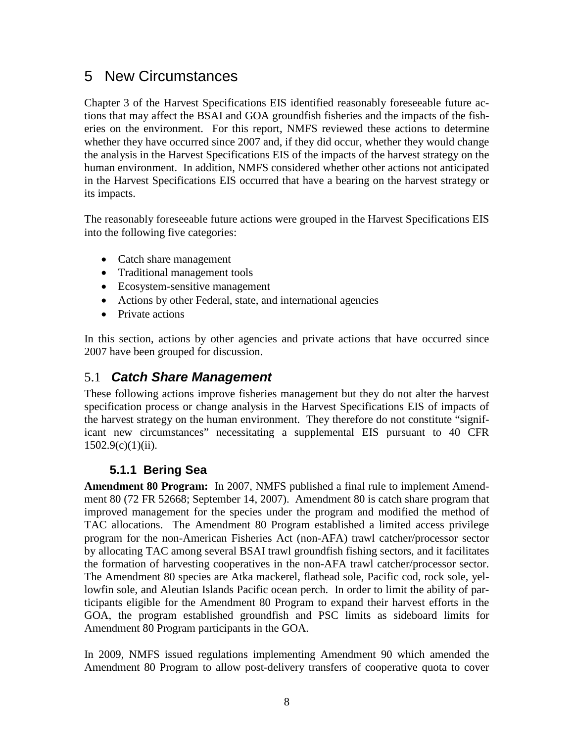# 5 New Circumstances

Chapter 3 of the Harvest Specifications EIS identified reasonably foreseeable future actions that may affect the BSAI and GOA groundfish fisheries and the impacts of the fisheries on the environment. For this report, NMFS reviewed these actions to determine whether they have occurred since 2007 and, if they did occur, whether they would change the analysis in the Harvest Specifications EIS of the impacts of the harvest strategy on the human environment. In addition, NMFS considered whether other actions not anticipated in the Harvest Specifications EIS occurred that have a bearing on the harvest strategy or its impacts.

The reasonably foreseeable future actions were grouped in the Harvest Specifications EIS into the following five categories:

- Catch share management
- Traditional management tools
- Ecosystem-sensitive management
- Actions by other Federal, state, and international agencies
- Private actions

In this section, actions by other agencies and private actions that have occurred since 2007 have been grouped for discussion.

## 5.1 ***Catch Share Management***

These following actions improve fisheries management but they do not alter the harvest specification process or change analysis in the Harvest Specifications EIS of impacts of the harvest strategy on the human environment. They therefore do not constitute "significant new circumstances" necessitating a supplemental EIS pursuant to 40 CFR 1502.9(c)(1)(ii).

### 5.1.1 Bering Sea

**Amendment 80 Program:** In 2007, NMFS published a final rule to implement Amendment 80 (72 FR 52668; September 14, 2007). Amendment 80 is catch share program that improved management for the species under the program and modified the method of TAC allocations. The Amendment 80 Program established a limited access privilege program for the non-American Fisheries Act (non-AFA) trawl catcher/processor sector by allocating TAC among several BSAI trawl groundfish fishing sectors, and it facilitates the formation of harvesting cooperatives in the non-AFA trawl catcher/processor sector. The Amendment 80 species are Atka mackerel, flathead sole, Pacific cod, rock sole, yellowfin sole, and Aleutian Islands Pacific ocean perch. In order to limit the ability of participants eligible for the Amendment 80 Program to expand their harvest efforts in the GOA, the program established groundfish and PSC limits as sideboard limits for Amendment 80 Program participants in the GOA.

In 2009, NMFS issued regulations implementing Amendment 90 which amended the Amendment 80 Program to allow post-delivery transfers of cooperative quota to cover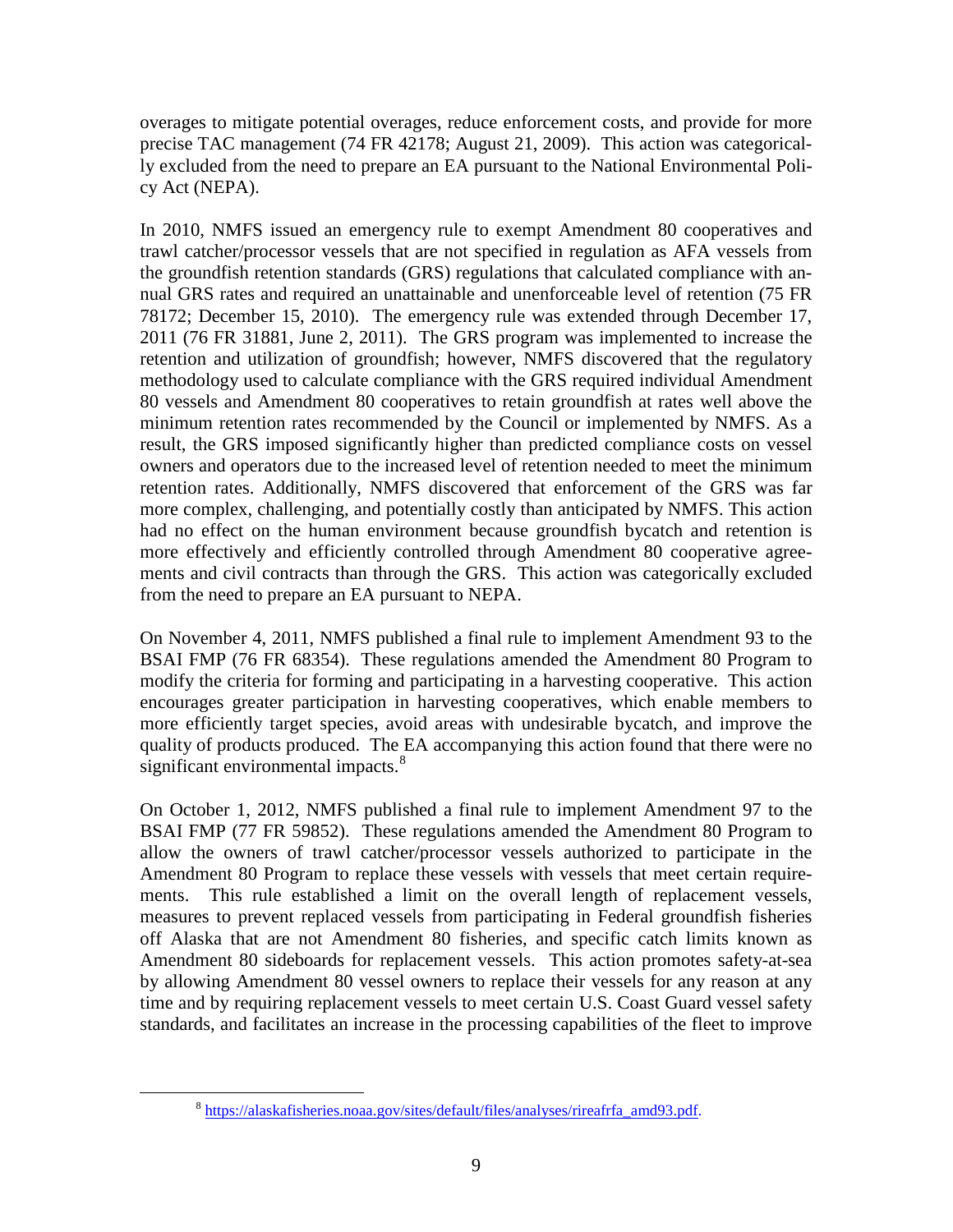overages to mitigate potential overages, reduce enforcement costs, and provide for more precise TAC management (74 FR 42178; August 21, 2009). This action was categorically excluded from the need to prepare an EA pursuant to the National Environmental Policy Act (NEPA).

In 2010, NMFS issued an emergency rule to exempt Amendment 80 cooperatives and trawl catcher/processor vessels that are not specified in regulation as AFA vessels from the groundfish retention standards (GRS) regulations that calculated compliance with annual GRS rates and required an unattainable and unenforceable level of retention (75 FR 78172; December 15, 2010). The emergency rule was extended through December 17, 2011 (76 FR 31881, June 2, 2011). The GRS program was implemented to increase the retention and utilization of groundfish; however, NMFS discovered that the regulatory methodology used to calculate compliance with the GRS required individual Amendment 80 vessels and Amendment 80 cooperatives to retain groundfish at rates well above the minimum retention rates recommended by the Council or implemented by NMFS. As a result, the GRS imposed significantly higher than predicted compliance costs on vessel owners and operators due to the increased level of retention needed to meet the minimum retention rates. Additionally, NMFS discovered that enforcement of the GRS was far more complex, challenging, and potentially costly than anticipated by NMFS. This action had no effect on the human environment because groundfish bycatch and retention is more effectively and efficiently controlled through Amendment 80 cooperative agreements and civil contracts than through the GRS. This action was categorically excluded from the need to prepare an EA pursuant to NEPA.

On November 4, 2011, NMFS published a final rule to implement Amendment 93 to the BSAI FMP (76 FR 68354). These regulations amended the Amendment 80 Program to modify the criteria for forming and participating in a harvesting cooperative. This action encourages greater participation in harvesting cooperatives, which enable members to more efficiently target species, avoid areas with undesirable bycatch, and improve the quality of products produced. The EA accompanying this action found that there were no significant environmental impacts.[8]

On October 1, 2012, NMFS published a final rule to implement Amendment 97 to the BSAI FMP (77 FR 59852). These regulations amended the Amendment 80 Program to allow the owners of trawl catcher/processor vessels authorized to participate in the Amendment 80 Program to replace these vessels with vessels that meet certain requirements. This rule established a limit on the overall length of replacement vessels, measures to prevent replaced vessels from participating in Federal groundfish fisheries off Alaska that are not Amendment 80 fisheries, and specific catch limits known as Amendment 80 sideboards for replacement vessels. This action promotes safety-at-sea by allowing Amendment 80 vessel owners to replace their vessels for any reason at any time and by requiring replacement vessels to meet certain U.S. Coast Guard vessel safety standards, and facilitates an increase in the processing capabilities of the fleet to improve

[8] https://alaskafisheries.noaa.gov/sites/default/files/analyses/rireafrfa_amd93.pdf.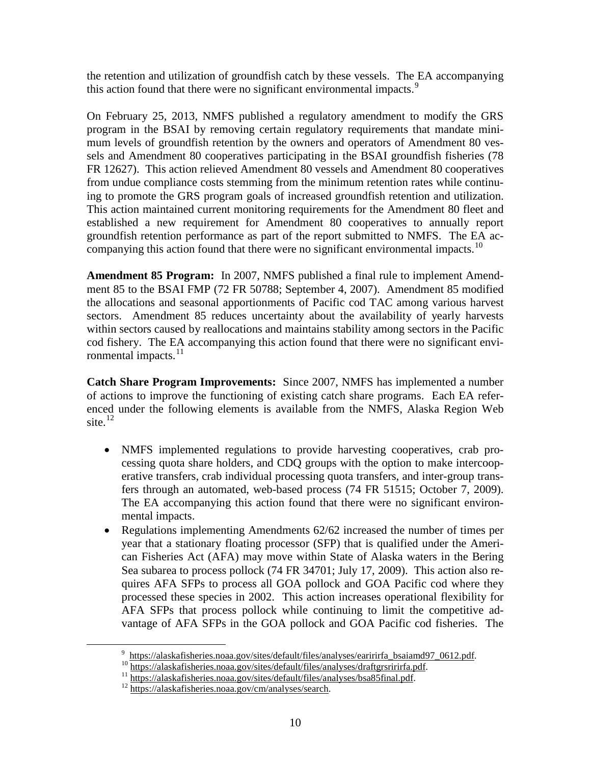the retention and utilization of groundfish catch by these vessels. The EA accompanying this action found that there were no significant environmental impacts.[9]

On February 25, 2013, NMFS published a regulatory amendment to modify the GRS program in the BSAI by removing certain regulatory requirements that mandate minimum levels of groundfish retention by the owners and operators of Amendment 80 vessels and Amendment 80 cooperatives participating in the BSAI groundfish fisheries (78 FR 12627). This action relieved Amendment 80 vessels and Amendment 80 cooperatives from undue compliance costs stemming from the minimum retention rates while continuing to promote the GRS program goals of increased groundfish retention and utilization. This action maintained current monitoring requirements for the Amendment 80 fleet and established a new requirement for Amendment 80 cooperatives to annually report groundfish retention performance as part of the report submitted to NMFS. The EA accompanying this action found that there were no significant environmental impacts.[10]

**Amendment 85 Program:** In 2007, NMFS published a final rule to implement Amendment 85 to the BSAI FMP (72 FR 50788; September 4, 2007). Amendment 85 modified the allocations and seasonal apportionments of Pacific cod TAC among various harvest sectors. Amendment 85 reduces uncertainty about the availability of yearly harvests within sectors caused by reallocations and maintains stability among sectors in the Pacific cod fishery. The EA accompanying this action found that there were no significant environmental impacts.[11]

**Catch Share Program Improvements:** Since 2007, NMFS has implemented a number of actions to improve the functioning of existing catch share programs. Each EA referenced under the following elements is available from the NMFS, Alaska Region Web site.[12]

- NMFS implemented regulations to provide harvesting cooperatives, crab processing quota share holders, and CDQ groups with the option to make intercooperative transfers, crab individual processing quota transfers, and inter-group transfers through an automated, web-based process (74 FR 51515; October 7, 2009). The EA accompanying this action found that there were no significant environmental impacts.
- Regulations implementing Amendments 62/62 increased the number of times per year that a stationary floating processor (SFP) that is qualified under the American Fisheries Act (AFA) may move within State of Alaska waters in the Bering Sea subarea to process pollock (74 FR 34701; July 17, 2009). This action also requires AFA SFPs to process all GOA pollock and GOA Pacific cod where they processed these species in 2002. This action increases operational flexibility for AFA SFPs that process pollock while continuing to limit the competitive advantage of AFA SFPs in the GOA pollock and GOA Pacific cod fisheries. The

[9] https://alaskafisheries.noaa.gov/sites/default/files/analyses/earirirfa_bsaiamd97_0612.pdf.
[10] https://alaskafisheries.noaa.gov/sites/default/files/analyses/draftgrsririrfa.pdf.
[11] https://alaskafisheries.noaa.gov/sites/default/files/analyses/bsa85final.pdf.
[12] https://alaskafisheries.noaa.gov/cm/analyses/search.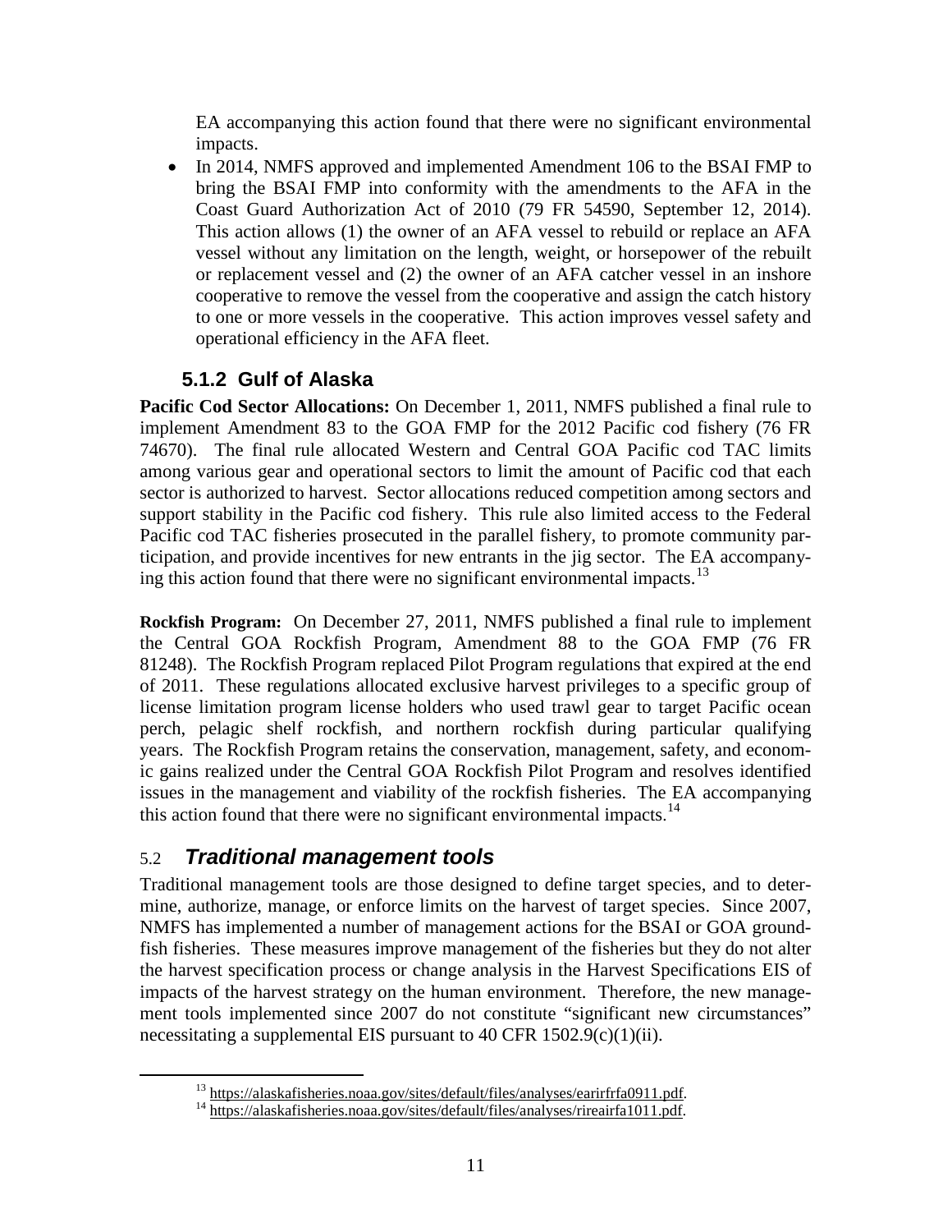EA accompanying this action found that there were no significant environmental impacts.

- In 2014, NMFS approved and implemented Amendment 106 to the BSAI FMP to bring the BSAI FMP into conformity with the amendments to the AFA in the Coast Guard Authorization Act of 2010 (79 FR 54590, September 12, 2014). This action allows (1) the owner of an AFA vessel to rebuild or replace an AFA vessel without any limitation on the length, weight, or horsepower of the rebuilt or replacement vessel and (2) the owner of an AFA catcher vessel in an inshore cooperative to remove the vessel from the cooperative and assign the catch history to one or more vessels in the cooperative. This action improves vessel safety and operational efficiency in the AFA fleet.

### 5.1.2 Gulf of Alaska

**Pacific Cod Sector Allocations:** On December 1, 2011, NMFS published a final rule to implement Amendment 83 to the GOA FMP for the 2012 Pacific cod fishery (76 FR 74670). The final rule allocated Western and Central GOA Pacific cod TAC limits among various gear and operational sectors to limit the amount of Pacific cod that each sector is authorized to harvest. Sector allocations reduced competition among sectors and support stability in the Pacific cod fishery. This rule also limited access to the Federal Pacific cod TAC fisheries prosecuted in the parallel fishery, to promote community participation, and provide incentives for new entrants in the jig sector. The EA accompanying this action found that there were no significant environmental impacts.[13]

**Rockfish Program:** On December 27, 2011, NMFS published a final rule to implement the Central GOA Rockfish Program, Amendment 88 to the GOA FMP (76 FR 81248). The Rockfish Program replaced Pilot Program regulations that expired at the end of 2011. These regulations allocated exclusive harvest privileges to a specific group of license limitation program license holders who used trawl gear to target Pacific ocean perch, pelagic shelf rockfish, and northern rockfish during particular qualifying years. The Rockfish Program retains the conservation, management, safety, and economic gains realized under the Central GOA Rockfish Pilot Program and resolves identified issues in the management and viability of the rockfish fisheries. The EA accompanying this action found that there were no significant environmental impacts.[14]

## 5.2 *Traditional management tools*

Traditional management tools are those designed to define target species, and to determine, authorize, manage, or enforce limits on the harvest of target species. Since 2007, NMFS has implemented a number of management actions for the BSAI or GOA groundfish fisheries. These measures improve management of the fisheries but they do not alter the harvest specification process or change analysis in the Harvest Specifications EIS of impacts of the harvest strategy on the human environment. Therefore, the new management tools implemented since 2007 do not constitute "significant new circumstances" necessitating a supplemental EIS pursuant to 40 CFR 1502.9(c)(1)(ii).

---

[13] https://alaskafisheries.noaa.gov/sites/default/files/analyses/earirfrfa0911.pdf.

[14] https://alaskafisheries.noaa.gov/sites/default/files/analyses/rireairfa1011.pdf.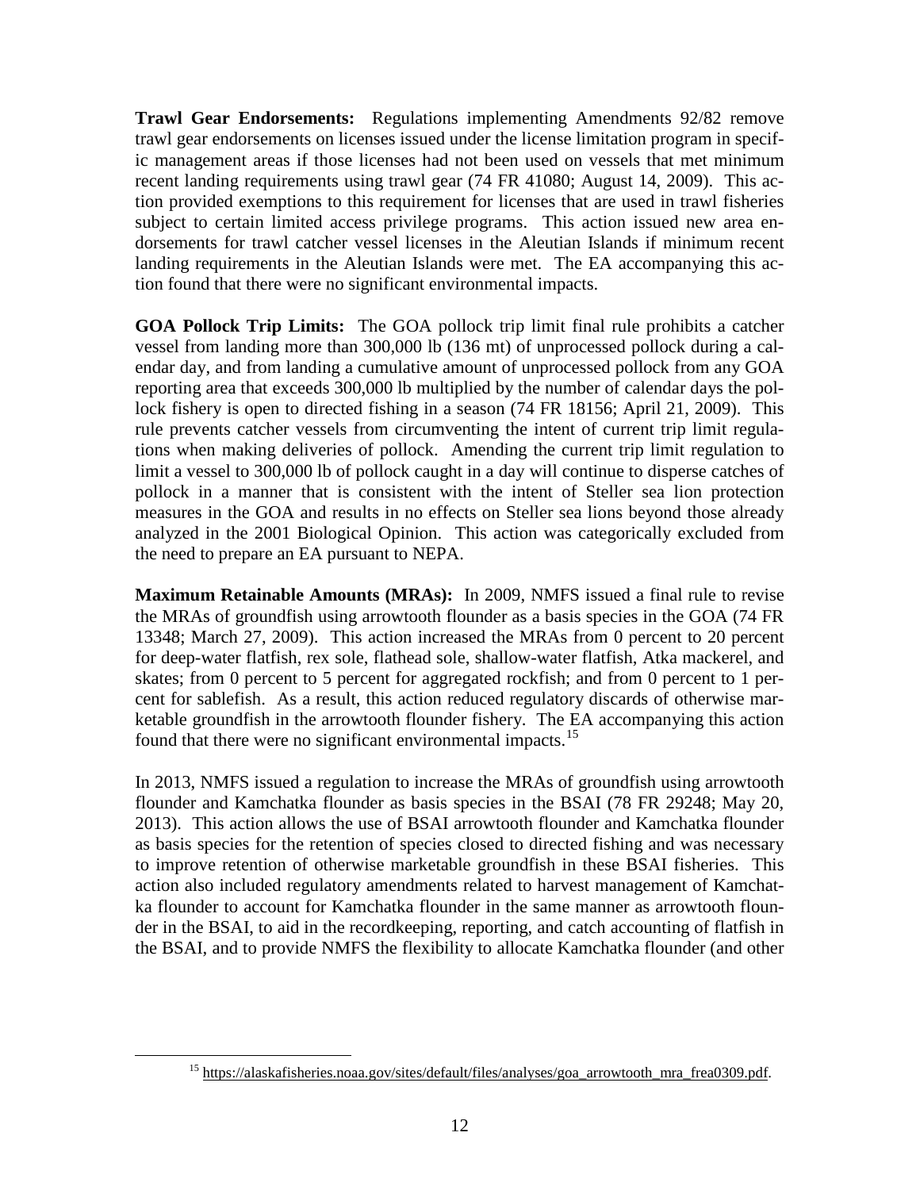**Trawl Gear Endorsements:** Regulations implementing Amendments 92/82 remove trawl gear endorsements on licenses issued under the license limitation program in specific management areas if those licenses had not been used on vessels that met minimum recent landing requirements using trawl gear (74 FR 41080; August 14, 2009). This action provided exemptions to this requirement for licenses that are used in trawl fisheries subject to certain limited access privilege programs. This action issued new area endorsements for trawl catcher vessel licenses in the Aleutian Islands if minimum recent landing requirements in the Aleutian Islands were met. The EA accompanying this action found that there were no significant environmental impacts.

**GOA Pollock Trip Limits:** The GOA pollock trip limit final rule prohibits a catcher vessel from landing more than 300,000 lb (136 mt) of unprocessed pollock during a calendar day, and from landing a cumulative amount of unprocessed pollock from any GOA reporting area that exceeds 300,000 lb multiplied by the number of calendar days the pollock fishery is open to directed fishing in a season (74 FR 18156; April 21, 2009). This rule prevents catcher vessels from circumventing the intent of current trip limit regulations when making deliveries of pollock. Amending the current trip limit regulation to limit a vessel to 300,000 lb of pollock caught in a day will continue to disperse catches of pollock in a manner that is consistent with the intent of Steller sea lion protection measures in the GOA and results in no effects on Steller sea lions beyond those already analyzed in the 2001 Biological Opinion. This action was categorically excluded from the need to prepare an EA pursuant to NEPA.

**Maximum Retainable Amounts (MRAs):** In 2009, NMFS issued a final rule to revise the MRAs of groundfish using arrowtooth flounder as a basis species in the GOA (74 FR 13348; March 27, 2009). This action increased the MRAs from 0 percent to 20 percent for deep-water flatfish, rex sole, flathead sole, shallow-water flatfish, Atka mackerel, and skates; from 0 percent to 5 percent for aggregated rockfish; and from 0 percent to 1 percent for sablefish. As a result, this action reduced regulatory discards of otherwise marketable groundfish in the arrowtooth flounder fishery. The EA accompanying this action found that there were no significant environmental impacts.[15]

In 2013, NMFS issued a regulation to increase the MRAs of groundfish using arrowtooth flounder and Kamchatka flounder as basis species in the BSAI (78 FR 29248; May 20, 2013). This action allows the use of BSAI arrowtooth flounder and Kamchatka flounder as basis species for the retention of species closed to directed fishing and was necessary to improve retention of otherwise marketable groundfish in these BSAI fisheries. This action also included regulatory amendments related to harvest management of Kamchatka flounder to account for Kamchatka flounder in the same manner as arrowtooth flounder in the BSAI, to aid in the recordkeeping, reporting, and catch accounting of flatfish in the BSAI, and to provide NMFS the flexibility to allocate Kamchatka flounder (and other

[15] https://alaskafisheries.noaa.gov/sites/default/files/analyses/goa_arrowtooth_mra_frea0309.pdf.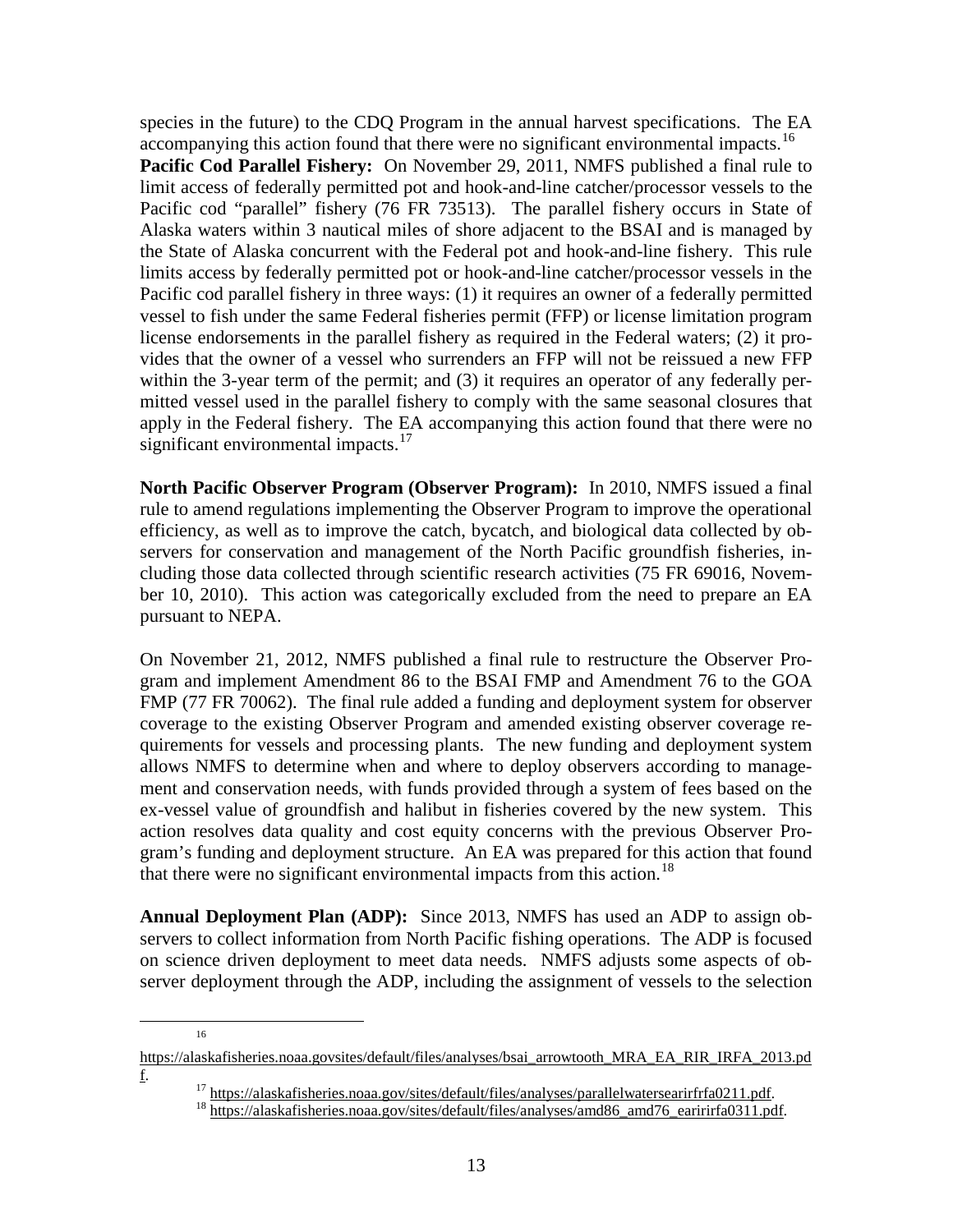species in the future) to the CDQ Program in the annual harvest specifications. The EA accompanying this action found that there were no significant environmental impacts.[16]

**Pacific Cod Parallel Fishery:** On November 29, 2011, NMFS published a final rule to limit access of federally permitted pot and hook-and-line catcher/processor vessels to the Pacific cod "parallel" fishery (76 FR 73513). The parallel fishery occurs in State of Alaska waters within 3 nautical miles of shore adjacent to the BSAI and is managed by the State of Alaska concurrent with the Federal pot and hook-and-line fishery. This rule limits access by federally permitted pot or hook-and-line catcher/processor vessels in the Pacific cod parallel fishery in three ways: (1) it requires an owner of a federally permitted vessel to fish under the same Federal fisheries permit (FFP) or license limitation program license endorsements in the parallel fishery as required in the Federal waters; (2) it provides that the owner of a vessel who surrenders an FFP will not be reissued a new FFP within the 3-year term of the permit; and (3) it requires an operator of any federally permitted vessel used in the parallel fishery to comply with the same seasonal closures that apply in the Federal fishery. The EA accompanying this action found that there were no significant environmental impacts.[17]

**North Pacific Observer Program (Observer Program):** In 2010, NMFS issued a final rule to amend regulations implementing the Observer Program to improve the operational efficiency, as well as to improve the catch, bycatch, and biological data collected by observers for conservation and management of the North Pacific groundfish fisheries, including those data collected through scientific research activities (75 FR 69016, November 10, 2010). This action was categorically excluded from the need to prepare an EA pursuant to NEPA.

On November 21, 2012, NMFS published a final rule to restructure the Observer Program and implement Amendment 86 to the BSAI FMP and Amendment 76 to the GOA FMP (77 FR 70062). The final rule added a funding and deployment system for observer coverage to the existing Observer Program and amended existing observer coverage requirements for vessels and processing plants. The new funding and deployment system allows NMFS to determine when and where to deploy observers according to management and conservation needs, with funds provided through a system of fees based on the ex-vessel value of groundfish and halibut in fisheries covered by the new system. This action resolves data quality and cost equity concerns with the previous Observer Program's funding and deployment structure. An EA was prepared for this action that found that there were no significant environmental impacts from this action.[18]

**Annual Deployment Plan (ADP):** Since 2013, NMFS has used an ADP to assign observers to collect information from North Pacific fishing operations. The ADP is focused on science driven deployment to meet data needs. NMFS adjusts some aspects of observer deployment through the ADP, including the assignment of vessels to the selection

---

[16] https://alaskafisheries.noaa.govsites/default/files/analyses/bsai_arrowtooth_MRA_EA_RIR_IRFA_2013.pdf.

[17] https://alaskafisheries.noaa.gov/sites/default/files/analyses/parallelwatersearirfrfa0211.pdf.

[18] https://alaskafisheries.noaa.gov/sites/default/files/analyses/amd86_amd76_earirirfa0311.pdf.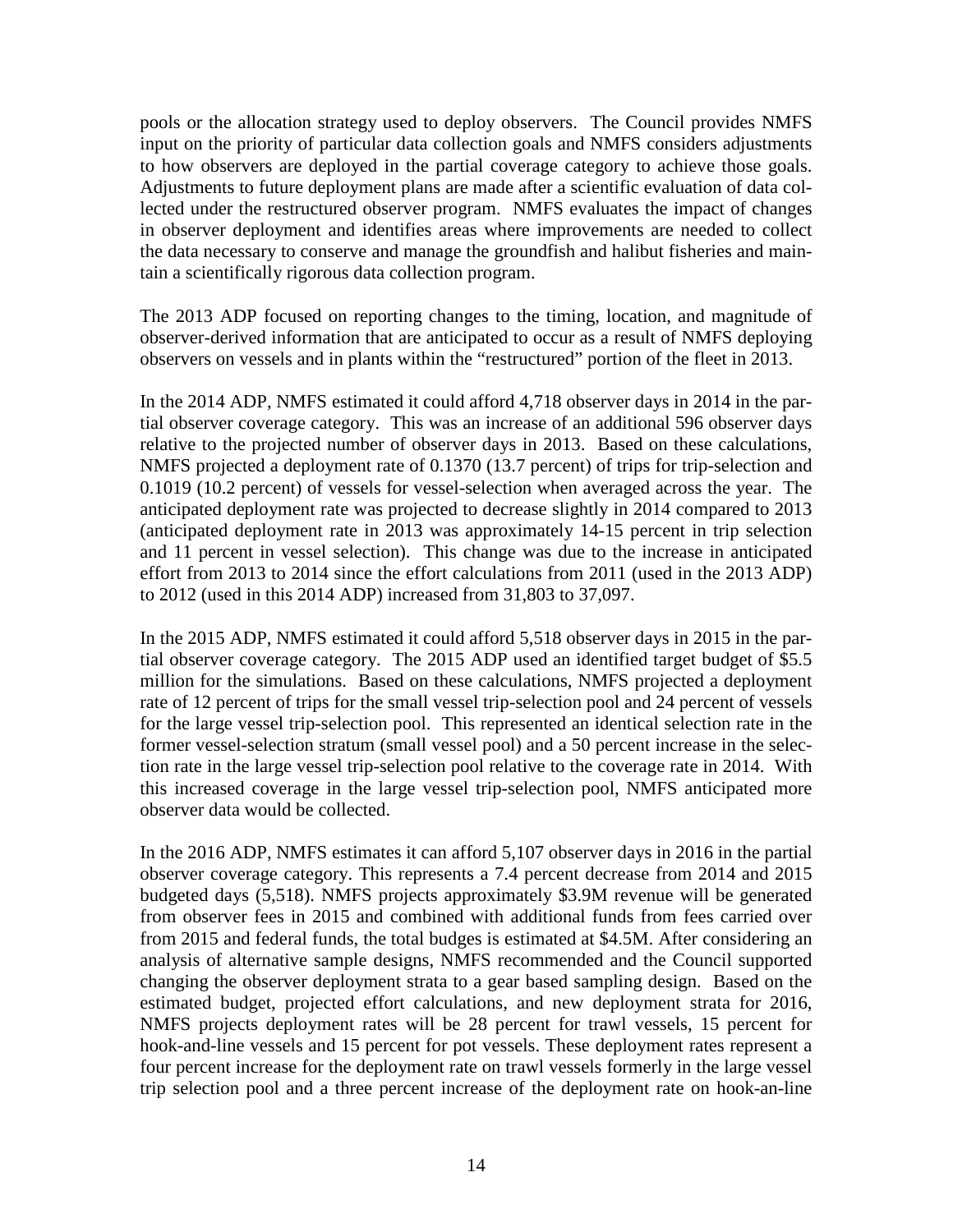pools or the allocation strategy used to deploy observers. The Council provides NMFS input on the priority of particular data collection goals and NMFS considers adjustments to how observers are deployed in the partial coverage category to achieve those goals. Adjustments to future deployment plans are made after a scientific evaluation of data collected under the restructured observer program. NMFS evaluates the impact of changes in observer deployment and identifies areas where improvements are needed to collect the data necessary to conserve and manage the groundfish and halibut fisheries and maintain a scientifically rigorous data collection program.

The 2013 ADP focused on reporting changes to the timing, location, and magnitude of observer-derived information that are anticipated to occur as a result of NMFS deploying observers on vessels and in plants within the "restructured" portion of the fleet in 2013.

In the 2014 ADP, NMFS estimated it could afford 4,718 observer days in 2014 in the partial observer coverage category. This was an increase of an additional 596 observer days relative to the projected number of observer days in 2013. Based on these calculations, NMFS projected a deployment rate of 0.1370 (13.7 percent) of trips for trip-selection and 0.1019 (10.2 percent) of vessels for vessel-selection when averaged across the year. The anticipated deployment rate was projected to decrease slightly in 2014 compared to 2013 (anticipated deployment rate in 2013 was approximately 14-15 percent in trip selection and 11 percent in vessel selection). This change was due to the increase in anticipated effort from 2013 to 2014 since the effort calculations from 2011 (used in the 2013 ADP) to 2012 (used in this 2014 ADP) increased from 31,803 to 37,097.

In the 2015 ADP, NMFS estimated it could afford 5,518 observer days in 2015 in the partial observer coverage category. The 2015 ADP used an identified target budget of $5.5 million for the simulations. Based on these calculations, NMFS projected a deployment rate of 12 percent of trips for the small vessel trip-selection pool and 24 percent of vessels for the large vessel trip-selection pool. This represented an identical selection rate in the former vessel-selection stratum (small vessel pool) and a 50 percent increase in the selection rate in the large vessel trip-selection pool relative to the coverage rate in 2014. With this increased coverage in the large vessel trip-selection pool, NMFS anticipated more observer data would be collected.

In the 2016 ADP, NMFS estimates it can afford 5,107 observer days in 2016 in the partial observer coverage category. This represents a 7.4 percent decrease from 2014 and 2015 budgeted days (5,518). NMFS projects approximately $3.9M revenue will be generated from observer fees in 2015 and combined with additional funds from fees carried over from 2015 and federal funds, the total budges is estimated at $4.5M. After considering an analysis of alternative sample designs, NMFS recommended and the Council supported changing the observer deployment strata to a gear based sampling design. Based on the estimated budget, projected effort calculations, and new deployment strata for 2016, NMFS projects deployment rates will be 28 percent for trawl vessels, 15 percent for hook-and-line vessels and 15 percent for pot vessels. These deployment rates represent a four percent increase for the deployment rate on trawl vessels formerly in the large vessel trip selection pool and a three percent increase of the deployment rate on hook-an-line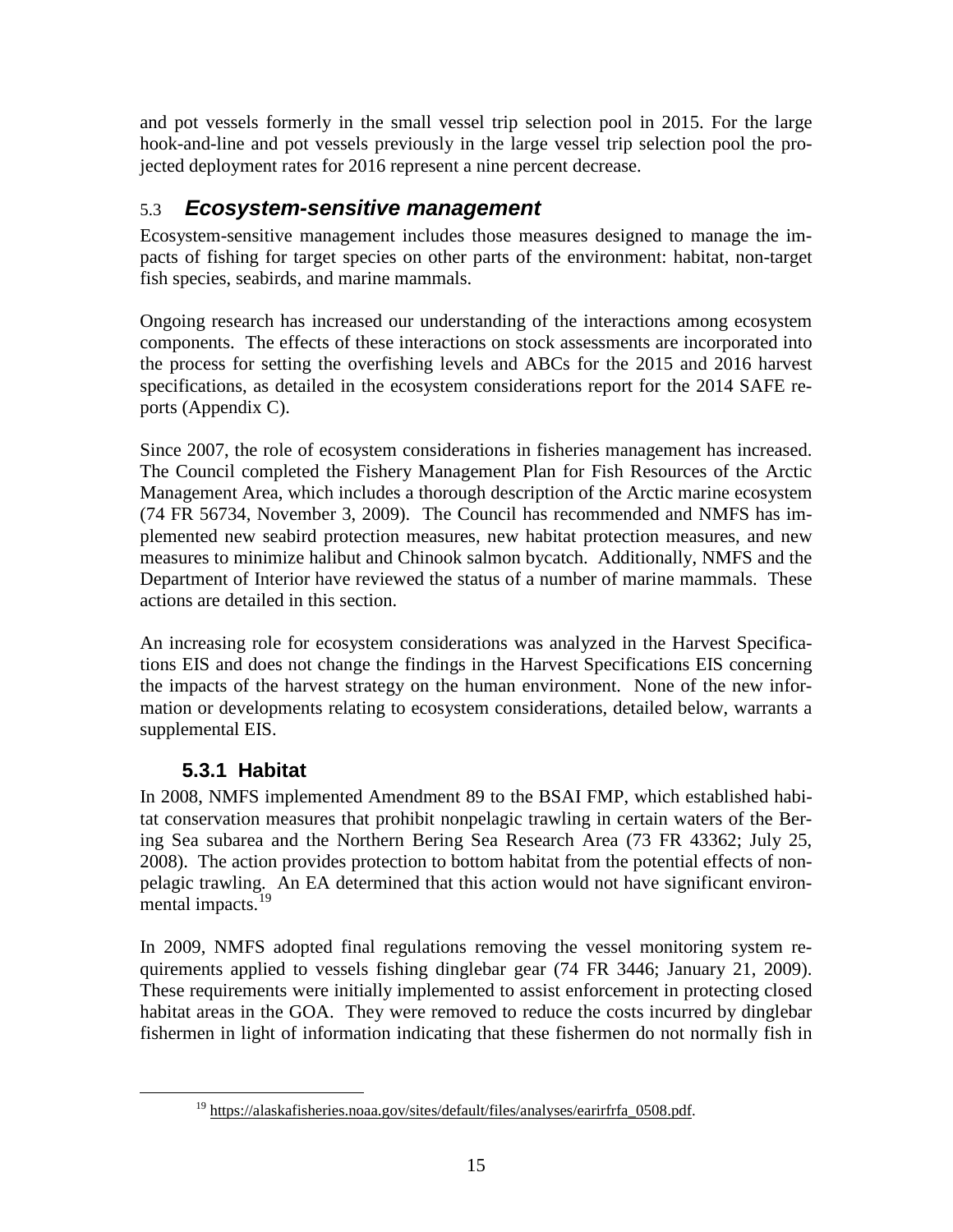and pot vessels formerly in the small vessel trip selection pool in 2015. For the large hook-and-line and pot vessels previously in the large vessel trip selection pool the projected deployment rates for 2016 represent a nine percent decrease.

## 5.3 *Ecosystem-sensitive management*

Ecosystem-sensitive management includes those measures designed to manage the impacts of fishing for target species on other parts of the environment: habitat, non-target fish species, seabirds, and marine mammals.

Ongoing research has increased our understanding of the interactions among ecosystem components. The effects of these interactions on stock assessments are incorporated into the process for setting the overfishing levels and ABCs for the 2015 and 2016 harvest specifications, as detailed in the ecosystem considerations report for the 2014 SAFE reports (Appendix C).

Since 2007, the role of ecosystem considerations in fisheries management has increased. The Council completed the Fishery Management Plan for Fish Resources of the Arctic Management Area, which includes a thorough description of the Arctic marine ecosystem (74 FR 56734, November 3, 2009). The Council has recommended and NMFS has implemented new seabird protection measures, new habitat protection measures, and new measures to minimize halibut and Chinook salmon bycatch. Additionally, NMFS and the Department of Interior have reviewed the status of a number of marine mammals. These actions are detailed in this section.

An increasing role for ecosystem considerations was analyzed in the Harvest Specifications EIS and does not change the findings in the Harvest Specifications EIS concerning the impacts of the harvest strategy on the human environment. None of the new information or developments relating to ecosystem considerations, detailed below, warrants a supplemental EIS.

### 5.3.1 Habitat

In 2008, NMFS implemented Amendment 89 to the BSAI FMP, which established habitat conservation measures that prohibit nonpelagic trawling in certain waters of the Bering Sea subarea and the Northern Bering Sea Research Area (73 FR 43362; July 25, 2008). The action provides protection to bottom habitat from the potential effects of nonpelagic trawling. An EA determined that this action would not have significant environmental impacts.[19]

In 2009, NMFS adopted final regulations removing the vessel monitoring system requirements applied to vessels fishing dinglebar gear (74 FR 3446; January 21, 2009). These requirements were initially implemented to assist enforcement in protecting closed habitat areas in the GOA. They were removed to reduce the costs incurred by dinglebar fishermen in light of information indicating that these fishermen do not normally fish in

[19] https://alaskafisheries.noaa.gov/sites/default/files/analyses/earirfrfa_0508.pdf.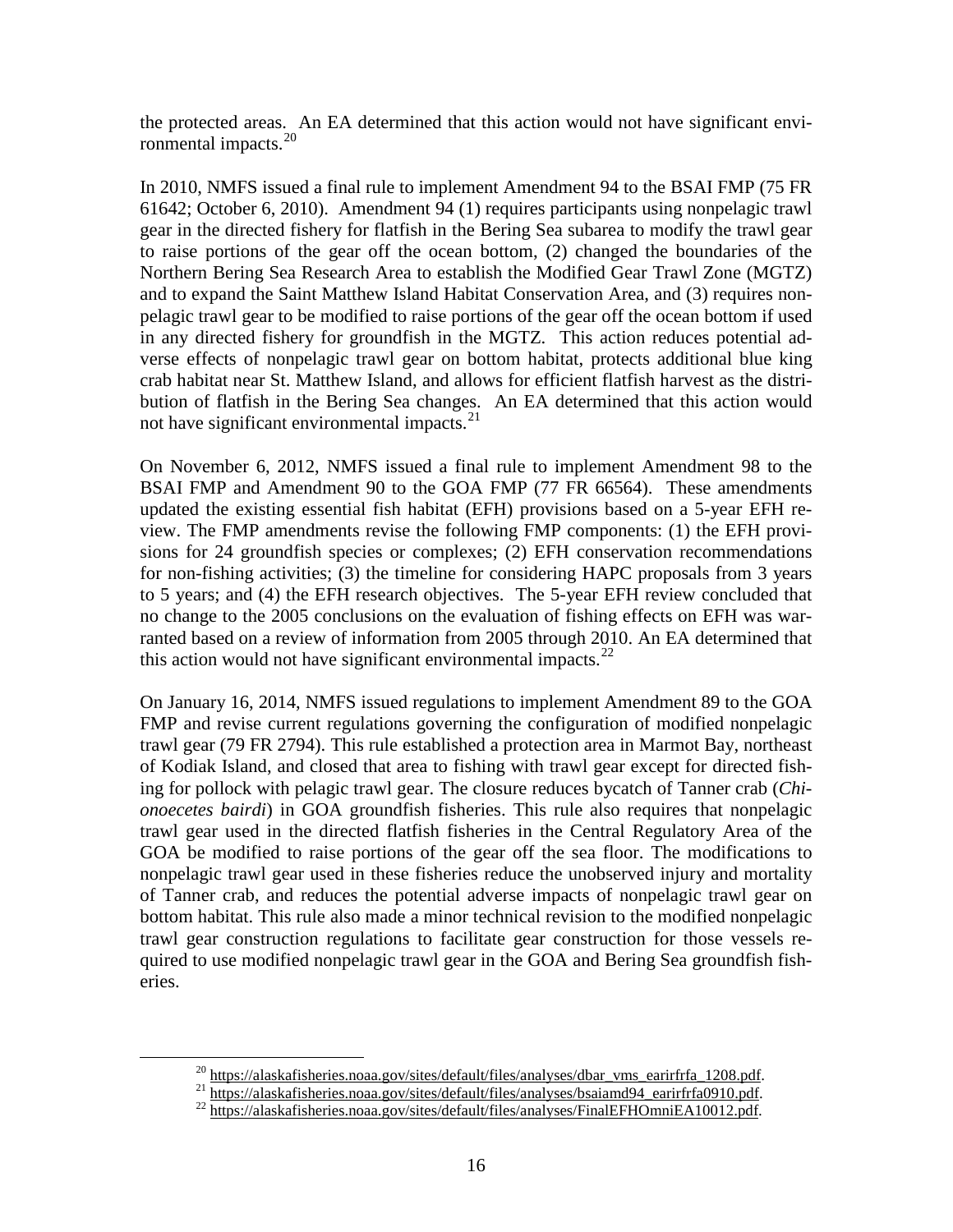the protected areas. An EA determined that this action would not have significant environmental impacts.[20]

In 2010, NMFS issued a final rule to implement Amendment 94 to the BSAI FMP (75 FR 61642; October 6, 2010). Amendment 94 (1) requires participants using nonpelagic trawl gear in the directed fishery for flatfish in the Bering Sea subarea to modify the trawl gear to raise portions of the gear off the ocean bottom, (2) changed the boundaries of the Northern Bering Sea Research Area to establish the Modified Gear Trawl Zone (MGTZ) and to expand the Saint Matthew Island Habitat Conservation Area, and (3) requires nonpelagic trawl gear to be modified to raise portions of the gear off the ocean bottom if used in any directed fishery for groundfish in the MGTZ. This action reduces potential adverse effects of nonpelagic trawl gear on bottom habitat, protects additional blue king crab habitat near St. Matthew Island, and allows for efficient flatfish harvest as the distribution of flatfish in the Bering Sea changes. An EA determined that this action would not have significant environmental impacts.[21]

On November 6, 2012, NMFS issued a final rule to implement Amendment 98 to the BSAI FMP and Amendment 90 to the GOA FMP (77 FR 66564). These amendments updated the existing essential fish habitat (EFH) provisions based on a 5-year EFH review. The FMP amendments revise the following FMP components: (1) the EFH provisions for 24 groundfish species or complexes; (2) EFH conservation recommendations for non-fishing activities; (3) the timeline for considering HAPC proposals from 3 years to 5 years; and (4) the EFH research objectives. The 5-year EFH review concluded that no change to the 2005 conclusions on the evaluation of fishing effects on EFH was warranted based on a review of information from 2005 through 2010. An EA determined that this action would not have significant environmental impacts.[22]

On January 16, 2014, NMFS issued regulations to implement Amendment 89 to the GOA FMP and revise current regulations governing the configuration of modified nonpelagic trawl gear (79 FR 2794). This rule established a protection area in Marmot Bay, northeast of Kodiak Island, and closed that area to fishing with trawl gear except for directed fishing for pollock with pelagic trawl gear. The closure reduces bycatch of Tanner crab (*Chionoecetes bairdi*) in GOA groundfish fisheries. This rule also requires that nonpelagic trawl gear used in the directed flatfish fisheries in the Central Regulatory Area of the GOA be modified to raise portions of the gear off the sea floor. The modifications to nonpelagic trawl gear used in these fisheries reduce the unobserved injury and mortality of Tanner crab, and reduces the potential adverse impacts of nonpelagic trawl gear on bottom habitat. This rule also made a minor technical revision to the modified nonpelagic trawl gear construction regulations to facilitate gear construction for those vessels required to use modified nonpelagic trawl gear in the GOA and Bering Sea groundfish fisheries.

---

[20] https://alaskafisheries.noaa.gov/sites/default/files/analyses/dbar_vms_earirfrfa_1208.pdf.

[21] https://alaskafisheries.noaa.gov/sites/default/files/analyses/bsaiamd94_earirfrfa0910.pdf.

[22] https://alaskafisheries.noaa.gov/sites/default/files/analyses/FinalEFHOmniEA10012.pdf.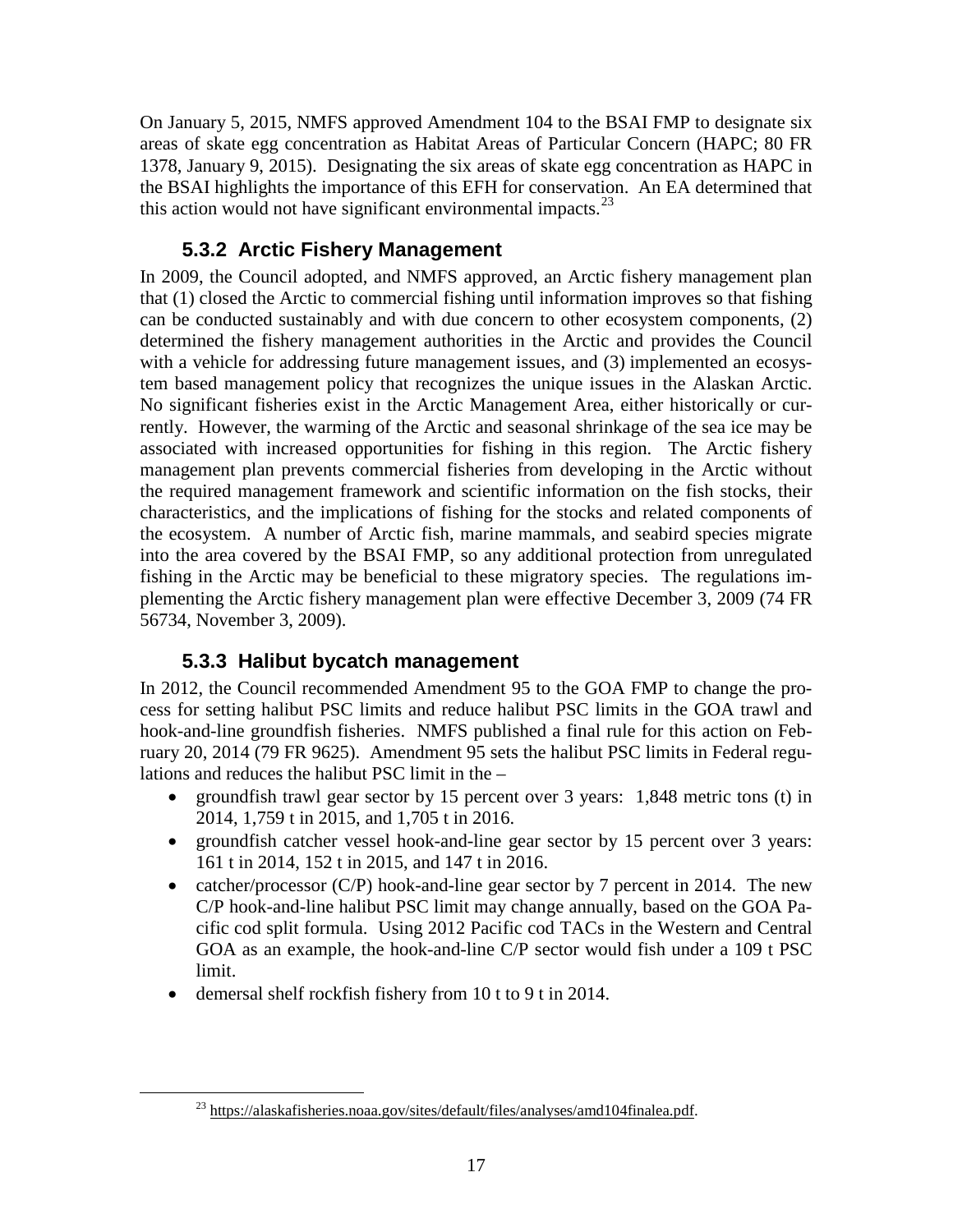On January 5, 2015, NMFS approved Amendment 104 to the BSAI FMP to designate six areas of skate egg concentration as Habitat Areas of Particular Concern (HAPC; 80 FR 1378, January 9, 2015). Designating the six areas of skate egg concentration as HAPC in the BSAI highlights the importance of this EFH for conservation. An EA determined that this action would not have significant environmental impacts.[23]

### 5.3.2 Arctic Fishery Management

In 2009, the Council adopted, and NMFS approved, an Arctic fishery management plan that (1) closed the Arctic to commercial fishing until information improves so that fishing can be conducted sustainably and with due concern to other ecosystem components, (2) determined the fishery management authorities in the Arctic and provides the Council with a vehicle for addressing future management issues, and (3) implemented an ecosystem based management policy that recognizes the unique issues in the Alaskan Arctic. No significant fisheries exist in the Arctic Management Area, either historically or currently. However, the warming of the Arctic and seasonal shrinkage of the sea ice may be associated with increased opportunities for fishing in this region. The Arctic fishery management plan prevents commercial fisheries from developing in the Arctic without the required management framework and scientific information on the fish stocks, their characteristics, and the implications of fishing for the stocks and related components of the ecosystem. A number of Arctic fish, marine mammals, and seabird species migrate into the area covered by the BSAI FMP, so any additional protection from unregulated fishing in the Arctic may be beneficial to these migratory species. The regulations implementing the Arctic fishery management plan were effective December 3, 2009 (74 FR 56734, November 3, 2009).

### 5.3.3 Halibut bycatch management

In 2012, the Council recommended Amendment 95 to the GOA FMP to change the process for setting halibut PSC limits and reduce halibut PSC limits in the GOA trawl and hook-and-line groundfish fisheries. NMFS published a final rule for this action on February 20, 2014 (79 FR 9625). Amendment 95 sets the halibut PSC limits in Federal regulations and reduces the halibut PSC limit in the –

- groundfish trawl gear sector by 15 percent over 3 years: 1,848 metric tons (t) in 2014, 1,759 t in 2015, and 1,705 t in 2016.
- groundfish catcher vessel hook-and-line gear sector by 15 percent over 3 years: 161 t in 2014, 152 t in 2015, and 147 t in 2016.
- catcher/processor (C/P) hook-and-line gear sector by 7 percent in 2014. The new C/P hook-and-line halibut PSC limit may change annually, based on the GOA Pacific cod split formula. Using 2012 Pacific cod TACs in the Western and Central GOA as an example, the hook-and-line C/P sector would fish under a 109 t PSC limit.
- demersal shelf rockfish fishery from 10 t to 9 t in 2014.

[23] https://alaskafisheries.noaa.gov/sites/default/files/analyses/amd104finalea.pdf.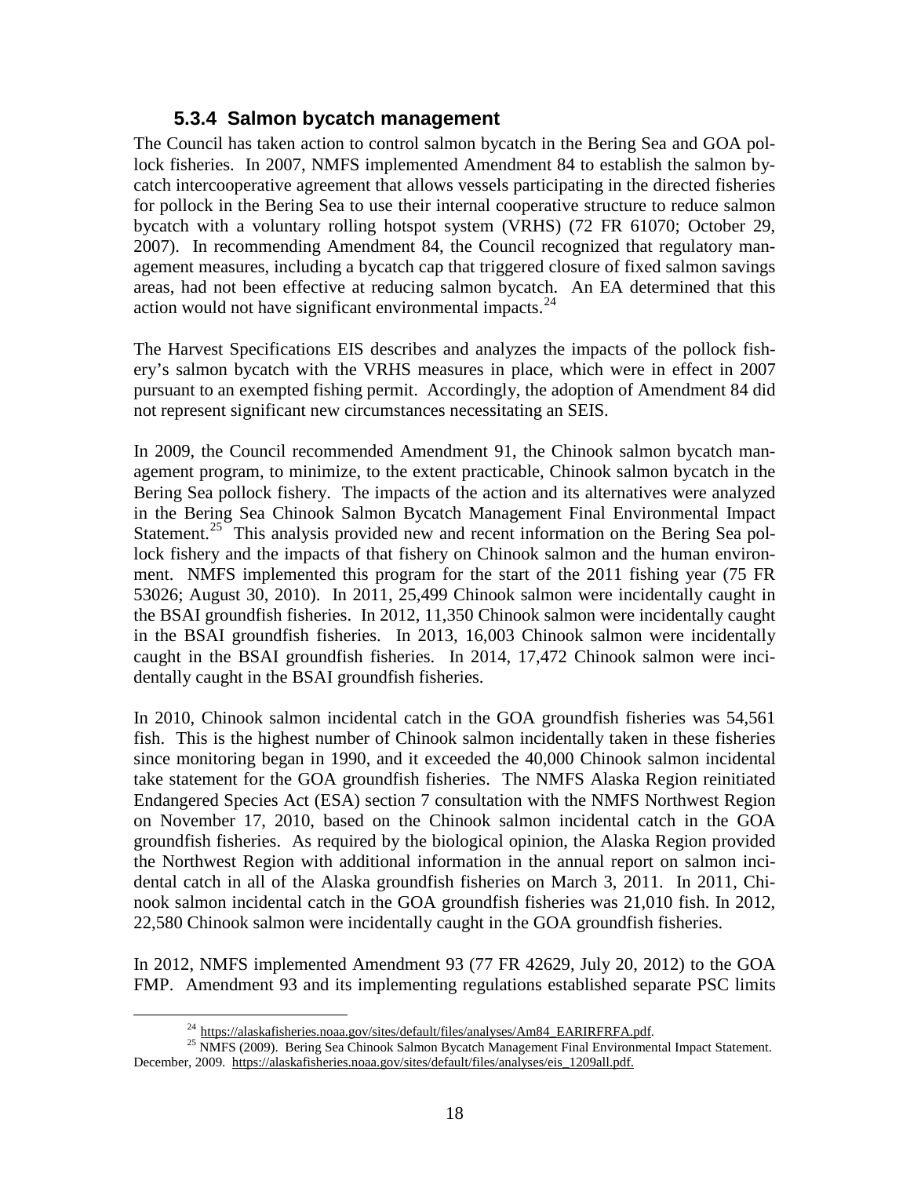### 5.3.4 Salmon bycatch management

The Council has taken action to control salmon bycatch in the Bering Sea and GOA pollock fisheries. In 2007, NMFS implemented Amendment 84 to establish the salmon bycatch intercooperative agreement that allows vessels participating in the directed fisheries for pollock in the Bering Sea to use their internal cooperative structure to reduce salmon bycatch with a voluntary rolling hotspot system (VRHS) (72 FR 61070; October 29, 2007). In recommending Amendment 84, the Council recognized that regulatory management measures, including a bycatch cap that triggered closure of fixed salmon savings areas, had not been effective at reducing salmon bycatch. An EA determined that this action would not have significant environmental impacts.[24]

The Harvest Specifications EIS describes and analyzes the impacts of the pollock fishery's salmon bycatch with the VRHS measures in place, which were in effect in 2007 pursuant to an exempted fishing permit. Accordingly, the adoption of Amendment 84 did not represent significant new circumstances necessitating an SEIS.

In 2009, the Council recommended Amendment 91, the Chinook salmon bycatch management program, to minimize, to the extent practicable, Chinook salmon bycatch in the Bering Sea pollock fishery. The impacts of the action and its alternatives were analyzed in the Bering Sea Chinook Salmon Bycatch Management Final Environmental Impact Statement.[25] This analysis provided new and recent information on the Bering Sea pollock fishery and the impacts of that fishery on Chinook salmon and the human environment. NMFS implemented this program for the start of the 2011 fishing year (75 FR 53026; August 30, 2010). In 2011, 25,499 Chinook salmon were incidentally caught in the BSAI groundfish fisheries. In 2012, 11,350 Chinook salmon were incidentally caught in the BSAI groundfish fisheries. In 2013, 16,003 Chinook salmon were incidentally caught in the BSAI groundfish fisheries. In 2014, 17,472 Chinook salmon were incidentally caught in the BSAI groundfish fisheries.

In 2010, Chinook salmon incidental catch in the GOA groundfish fisheries was 54,561 fish. This is the highest number of Chinook salmon incidentally taken in these fisheries since monitoring began in 1990, and it exceeded the 40,000 Chinook salmon incidental take statement for the GOA groundfish fisheries. The NMFS Alaska Region reinitiated Endangered Species Act (ESA) section 7 consultation with the NMFS Northwest Region on November 17, 2010, based on the Chinook salmon incidental catch in the GOA groundfish fisheries. As required by the biological opinion, the Alaska Region provided the Northwest Region with additional information in the annual report on salmon incidental catch in all of the Alaska groundfish fisheries on March 3, 2011. In 2011, Chinook salmon incidental catch in the GOA groundfish fisheries was 21,010 fish. In 2012, 22,580 Chinook salmon were incidentally caught in the GOA groundfish fisheries.

In 2012, NMFS implemented Amendment 93 (77 FR 42629, July 20, 2012) to the GOA FMP. Amendment 93 and its implementing regulations established separate PSC limits

[24] https://alaskafisheries.noaa.gov/sites/default/files/analyses/Am84_EARIRFRFA.pdf.

[25] NMFS (2009). Bering Sea Chinook Salmon Bycatch Management Final Environmental Impact Statement. December, 2009. https://alaskafisheries.noaa.gov/sites/default/files/analyses/eis_1209all.pdf.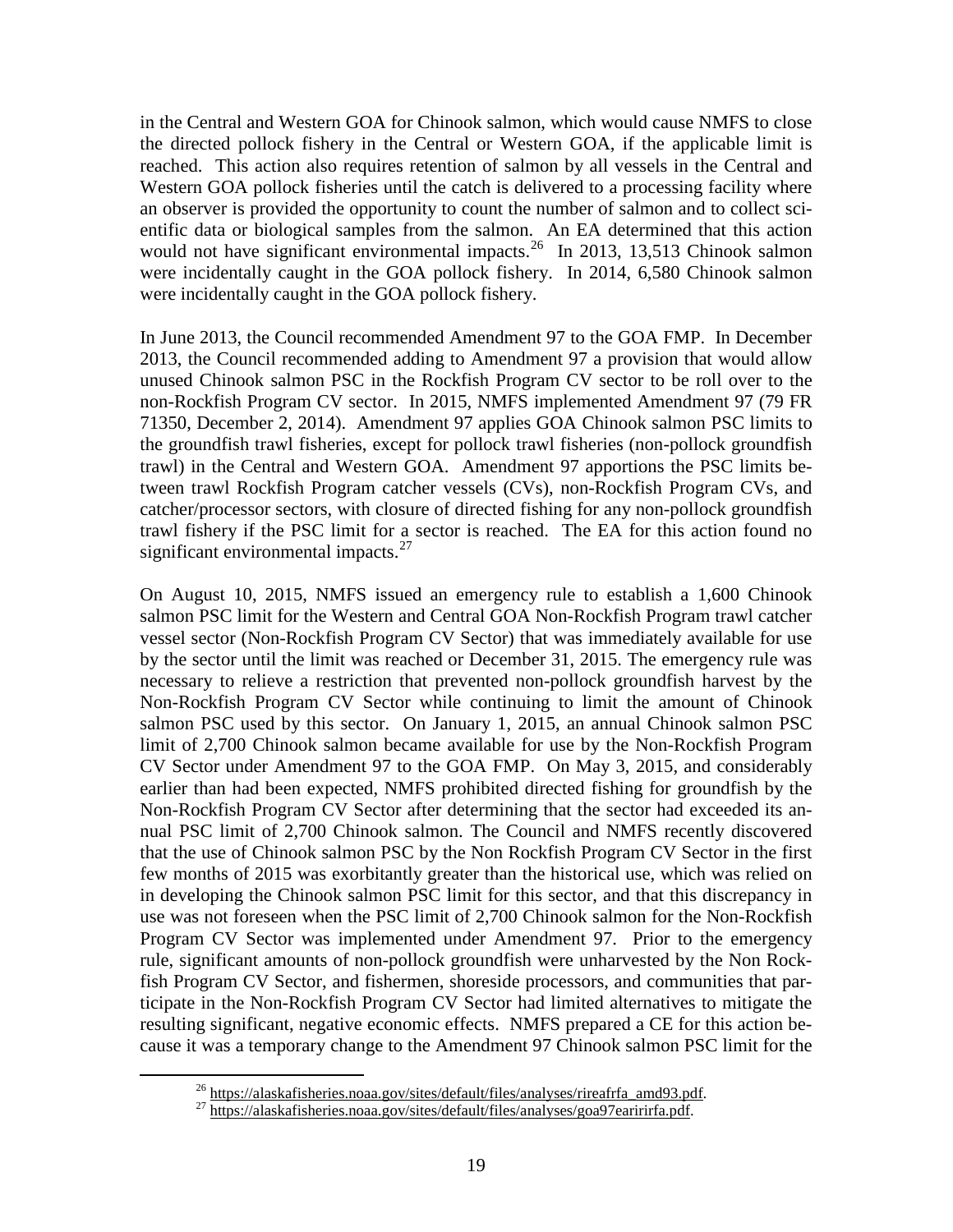in the Central and Western GOA for Chinook salmon, which would cause NMFS to close the directed pollock fishery in the Central or Western GOA, if the applicable limit is reached. This action also requires retention of salmon by all vessels in the Central and Western GOA pollock fisheries until the catch is delivered to a processing facility where an observer is provided the opportunity to count the number of salmon and to collect scientific data or biological samples from the salmon. An EA determined that this action would not have significant environmental impacts.[26] In 2013, 13,513 Chinook salmon were incidentally caught in the GOA pollock fishery. In 2014, 6,580 Chinook salmon were incidentally caught in the GOA pollock fishery.

In June 2013, the Council recommended Amendment 97 to the GOA FMP. In December 2013, the Council recommended adding to Amendment 97 a provision that would allow unused Chinook salmon PSC in the Rockfish Program CV sector to be roll over to the non-Rockfish Program CV sector. In 2015, NMFS implemented Amendment 97 (79 FR 71350, December 2, 2014). Amendment 97 applies GOA Chinook salmon PSC limits to the groundfish trawl fisheries, except for pollock trawl fisheries (non-pollock groundfish trawl) in the Central and Western GOA. Amendment 97 apportions the PSC limits between trawl Rockfish Program catcher vessels (CVs), non-Rockfish Program CVs, and catcher/processor sectors, with closure of directed fishing for any non-pollock groundfish trawl fishery if the PSC limit for a sector is reached. The EA for this action found no significant environmental impacts.[27]

On August 10, 2015, NMFS issued an emergency rule to establish a 1,600 Chinook salmon PSC limit for the Western and Central GOA Non-Rockfish Program trawl catcher vessel sector (Non-Rockfish Program CV Sector) that was immediately available for use by the sector until the limit was reached or December 31, 2015. The emergency rule was necessary to relieve a restriction that prevented non-pollock groundfish harvest by the Non-Rockfish Program CV Sector while continuing to limit the amount of Chinook salmon PSC used by this sector. On January 1, 2015, an annual Chinook salmon PSC limit of 2,700 Chinook salmon became available for use by the Non-Rockfish Program CV Sector under Amendment 97 to the GOA FMP. On May 3, 2015, and considerably earlier than had been expected, NMFS prohibited directed fishing for groundfish by the Non-Rockfish Program CV Sector after determining that the sector had exceeded its annual PSC limit of 2,700 Chinook salmon. The Council and NMFS recently discovered that the use of Chinook salmon PSC by the Non Rockfish Program CV Sector in the first few months of 2015 was exorbitantly greater than the historical use, which was relied on in developing the Chinook salmon PSC limit for this sector, and that this discrepancy in use was not foreseen when the PSC limit of 2,700 Chinook salmon for the Non-Rockfish Program CV Sector was implemented under Amendment 97. Prior to the emergency rule, significant amounts of non-pollock groundfish were unharvested by the Non Rockfish Program CV Sector, and fishermen, shoreside processors, and communities that participate in the Non-Rockfish Program CV Sector had limited alternatives to mitigate the resulting significant, negative economic effects. NMFS prepared a CE for this action because it was a temporary change to the Amendment 97 Chinook salmon PSC limit for the

[26] https://alaskafisheries.noaa.gov/sites/default/files/analyses/rireafrfa_amd93.pdf.

[27] https://alaskafisheries.noaa.gov/sites/default/files/analyses/goa97earirirfa.pdf.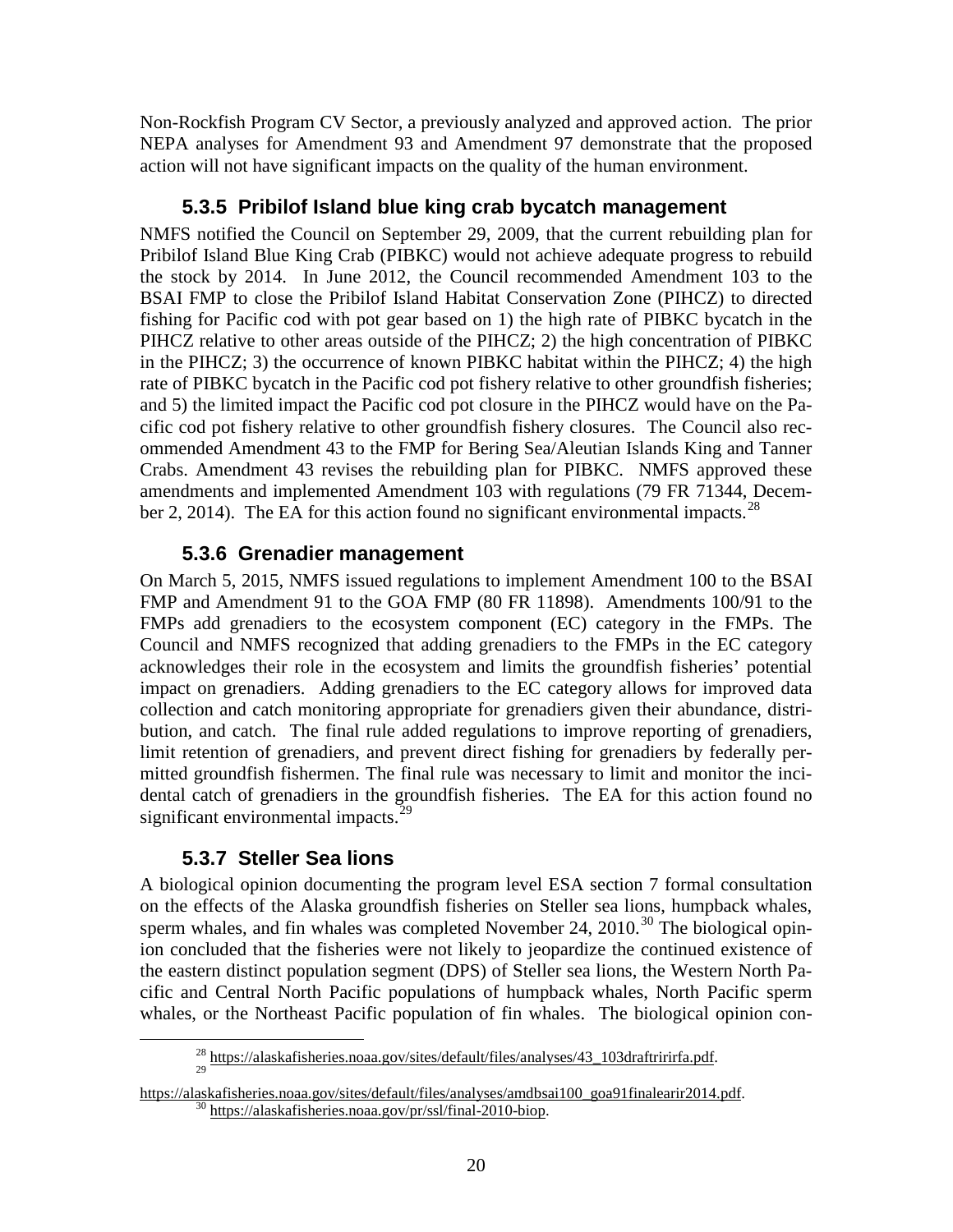Non-Rockfish Program CV Sector, a previously analyzed and approved action. The prior NEPA analyses for Amendment 93 and Amendment 97 demonstrate that the proposed action will not have significant impacts on the quality of the human environment.

### 5.3.5 Pribilof Island blue king crab bycatch management

NMFS notified the Council on September 29, 2009, that the current rebuilding plan for Pribilof Island Blue King Crab (PIBKC) would not achieve adequate progress to rebuild the stock by 2014. In June 2012, the Council recommended Amendment 103 to the BSAI FMP to close the Pribilof Island Habitat Conservation Zone (PIHCZ) to directed fishing for Pacific cod with pot gear based on 1) the high rate of PIBKC bycatch in the PIHCZ relative to other areas outside of the PIHCZ; 2) the high concentration of PIBKC in the PIHCZ; 3) the occurrence of known PIBKC habitat within the PIHCZ; 4) the high rate of PIBKC bycatch in the Pacific cod pot fishery relative to other groundfish fisheries; and 5) the limited impact the Pacific cod pot closure in the PIHCZ would have on the Pacific cod pot fishery relative to other groundfish fishery closures. The Council also recommended Amendment 43 to the FMP for Bering Sea/Aleutian Islands King and Tanner Crabs. Amendment 43 revises the rebuilding plan for PIBKC. NMFS approved these amendments and implemented Amendment 103 with regulations (79 FR 71344, December 2, 2014). The EA for this action found no significant environmental impacts.[28]

### 5.3.6 Grenadier management

On March 5, 2015, NMFS issued regulations to implement Amendment 100 to the BSAI FMP and Amendment 91 to the GOA FMP (80 FR 11898). Amendments 100/91 to the FMPs add grenadiers to the ecosystem component (EC) category in the FMPs. The Council and NMFS recognized that adding grenadiers to the FMPs in the EC category acknowledges their role in the ecosystem and limits the groundfish fisheries' potential impact on grenadiers. Adding grenadiers to the EC category allows for improved data collection and catch monitoring appropriate for grenadiers given their abundance, distribution, and catch. The final rule added regulations to improve reporting of grenadiers, limit retention of grenadiers, and prevent direct fishing for grenadiers by federally permitted groundfish fishermen. The final rule was necessary to limit and monitor the incidental catch of grenadiers in the groundfish fisheries. The EA for this action found no significant environmental impacts.[29]

### 5.3.7 Steller Sea lions

A biological opinion documenting the program level ESA section 7 formal consultation on the effects of the Alaska groundfish fisheries on Steller sea lions, humpback whales, sperm whales, and fin whales was completed November 24, 2010.[30] The biological opinion concluded that the fisheries were not likely to jeopardize the continued existence of the eastern distinct population segment (DPS) of Steller sea lions, the Western North Pacific and Central North Pacific populations of humpback whales, North Pacific sperm whales, or the Northeast Pacific population of fin whales. The biological opinion con-

---

[28] https://alaskafisheries.noaa.gov/sites/default/files/analyses/43_103draftririrfa.pdf.

[29] https://alaskafisheries.noaa.gov/sites/default/files/analyses/amdbsai100_goa91finalearir2014.pdf.

[30] https://alaskafisheries.noaa.gov/pr/ssl/final-2010-biop.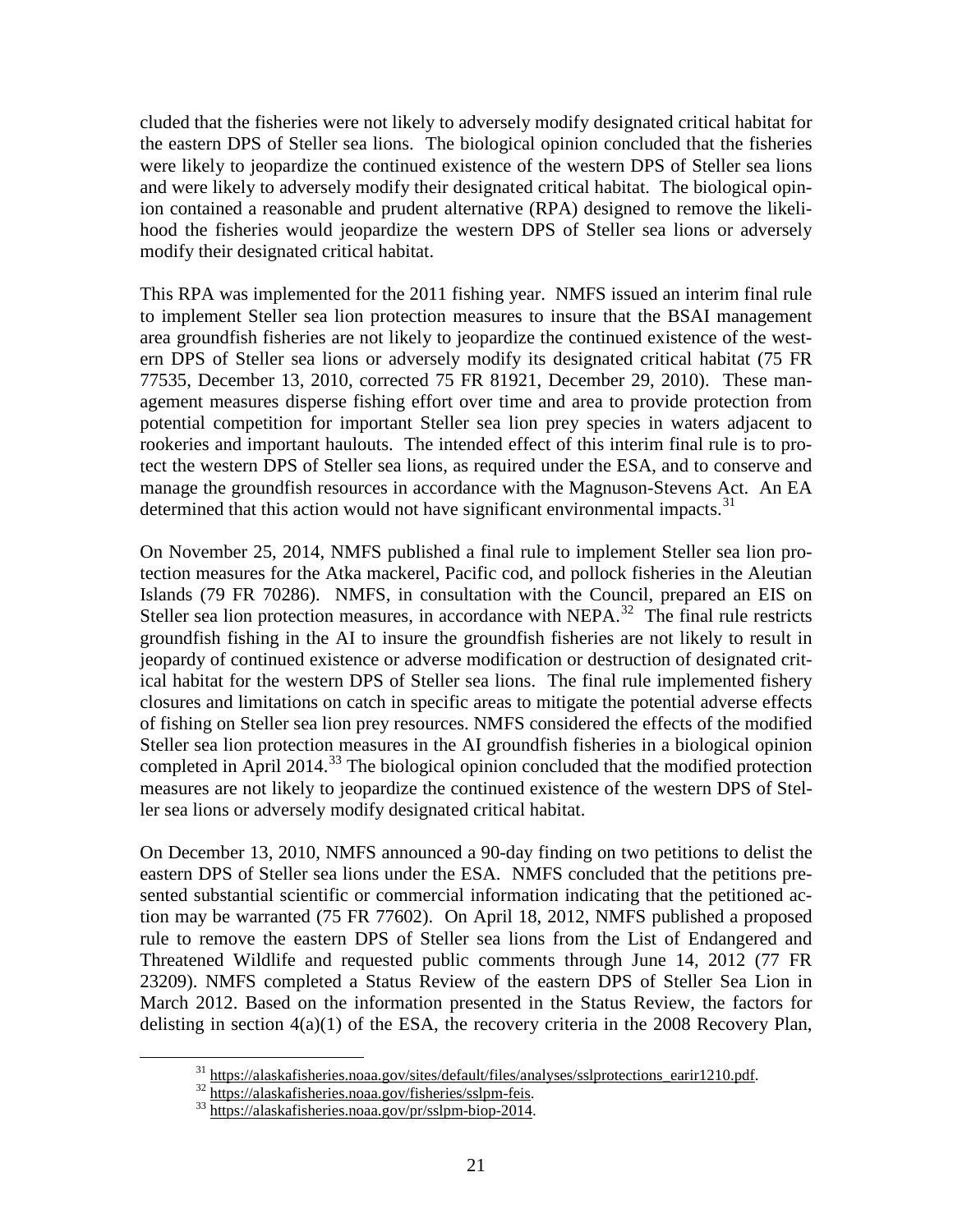cluded that the fisheries were not likely to adversely modify designated critical habitat for the eastern DPS of Steller sea lions. The biological opinion concluded that the fisheries were likely to jeopardize the continued existence of the western DPS of Steller sea lions and were likely to adversely modify their designated critical habitat. The biological opinion contained a reasonable and prudent alternative (RPA) designed to remove the likelihood the fisheries would jeopardize the western DPS of Steller sea lions or adversely modify their designated critical habitat.

This RPA was implemented for the 2011 fishing year. NMFS issued an interim final rule to implement Steller sea lion protection measures to insure that the BSAI management area groundfish fisheries are not likely to jeopardize the continued existence of the western DPS of Steller sea lions or adversely modify its designated critical habitat (75 FR 77535, December 13, 2010, corrected 75 FR 81921, December 29, 2010). These management measures disperse fishing effort over time and area to provide protection from potential competition for important Steller sea lion prey species in waters adjacent to rookeries and important haulouts. The intended effect of this interim final rule is to protect the western DPS of Steller sea lions, as required under the ESA, and to conserve and manage the groundfish resources in accordance with the Magnuson-Stevens Act. An EA determined that this action would not have significant environmental impacts.[31]

On November 25, 2014, NMFS published a final rule to implement Steller sea lion protection measures for the Atka mackerel, Pacific cod, and pollock fisheries in the Aleutian Islands (79 FR 70286). NMFS, in consultation with the Council, prepared an EIS on Steller sea lion protection measures, in accordance with NEPA.[32] The final rule restricts groundfish fishing in the AI to insure the groundfish fisheries are not likely to result in jeopardy of continued existence or adverse modification or destruction of designated critical habitat for the western DPS of Steller sea lions. The final rule implemented fishery closures and limitations on catch in specific areas to mitigate the potential adverse effects of fishing on Steller sea lion prey resources. NMFS considered the effects of the modified Steller sea lion protection measures in the AI groundfish fisheries in a biological opinion completed in April 2014.[33] The biological opinion concluded that the modified protection measures are not likely to jeopardize the continued existence of the western DPS of Steller sea lions or adversely modify designated critical habitat.

On December 13, 2010, NMFS announced a 90-day finding on two petitions to delist the eastern DPS of Steller sea lions under the ESA. NMFS concluded that the petitions presented substantial scientific or commercial information indicating that the petitioned action may be warranted (75 FR 77602). On April 18, 2012, NMFS published a proposed rule to remove the eastern DPS of Steller sea lions from the List of Endangered and Threatened Wildlife and requested public comments through June 14, 2012 (77 FR 23209). NMFS completed a Status Review of the eastern DPS of Steller Sea Lion in March 2012. Based on the information presented in the Status Review, the factors for delisting in section 4(a)(1) of the ESA, the recovery criteria in the 2008 Recovery Plan,

---

[31] https://alaskafisheries.noaa.gov/sites/default/files/analyses/sslprotections_earir1210.pdf.

[32] https://alaskafisheries.noaa.gov/fisheries/sslpm-feis.

[33] https://alaskafisheries.noaa.gov/pr/sslpm-biop-2014.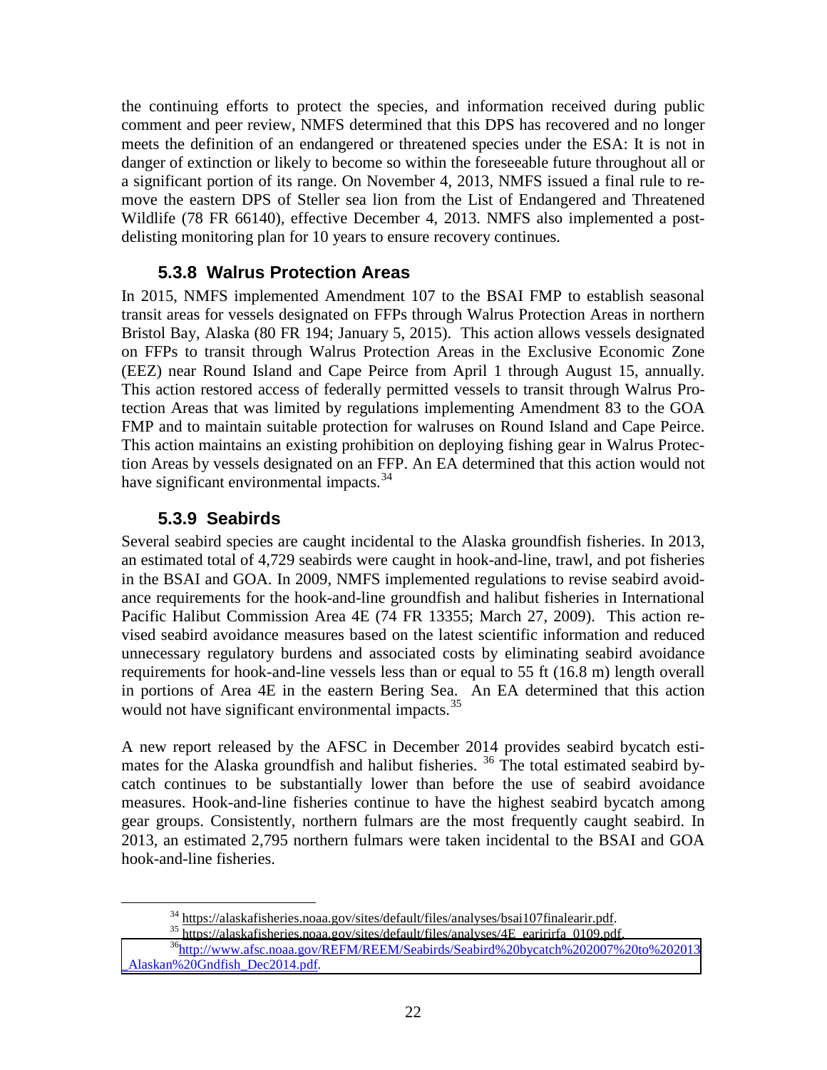the continuing efforts to protect the species, and information received during public comment and peer review, NMFS determined that this DPS has recovered and no longer meets the definition of an endangered or threatened species under the ESA: It is not in danger of extinction or likely to become so within the foreseeable future throughout all or a significant portion of its range. On November 4, 2013, NMFS issued a final rule to remove the eastern DPS of Steller sea lion from the List of Endangered and Threatened Wildlife (78 FR 66140), effective December 4, 2013. NMFS also implemented a post-delisting monitoring plan for 10 years to ensure recovery continues.

### 5.3.8 Walrus Protection Areas

In 2015, NMFS implemented Amendment 107 to the BSAI FMP to establish seasonal transit areas for vessels designated on FFPs through Walrus Protection Areas in northern Bristol Bay, Alaska (80 FR 194; January 5, 2015). This action allows vessels designated on FFPs to transit through Walrus Protection Areas in the Exclusive Economic Zone (EEZ) near Round Island and Cape Peirce from April 1 through August 15, annually. This action restored access of federally permitted vessels to transit through Walrus Protection Areas that was limited by regulations implementing Amendment 83 to the GOA FMP and to maintain suitable protection for walruses on Round Island and Cape Peirce. This action maintains an existing prohibition on deploying fishing gear in Walrus Protection Areas by vessels designated on an FFP. An EA determined that this action would not have significant environmental impacts.[34]

### 5.3.9 Seabirds

Several seabird species are caught incidental to the Alaska groundfish fisheries. In 2013, an estimated total of 4,729 seabirds were caught in hook-and-line, trawl, and pot fisheries in the BSAI and GOA. In 2009, NMFS implemented regulations to revise seabird avoidance requirements for the hook-and-line groundfish and halibut fisheries in International Pacific Halibut Commission Area 4E (74 FR 13355; March 27, 2009). This action revised seabird avoidance measures based on the latest scientific information and reduced unnecessary regulatory burdens and associated costs by eliminating seabird avoidance requirements for hook-and-line vessels less than or equal to 55 ft (16.8 m) length overall in portions of Area 4E in the eastern Bering Sea. An EA determined that this action would not have significant environmental impacts.[35]

A new report released by the AFSC in December 2014 provides seabird bycatch estimates for the Alaska groundfish and halibut fisheries. [36] The total estimated seabird bycatch continues to be substantially lower than before the use of seabird avoidance measures. Hook-and-line fisheries continue to have the highest seabird bycatch among gear groups. Consistently, northern fulmars are the most frequently caught seabird. In 2013, an estimated 2,795 northern fulmars were taken incidental to the BSAI and GOA hook-and-line fisheries.

---

[34] https://alaskafisheries.noaa.gov/sites/default/files/analyses/bsai107finalearir.pdf.

[35] https://alaskafisheries.noaa.gov/sites/default/files/analyses/4E_earirirfa_0109.pdf.

[36] http://www.afsc.noaa.gov/REFM/REEM/Seabirds/Seabird%20bycatch%202007%20to%202013_Alaskan%20Gndfish_Dec2014.pdf.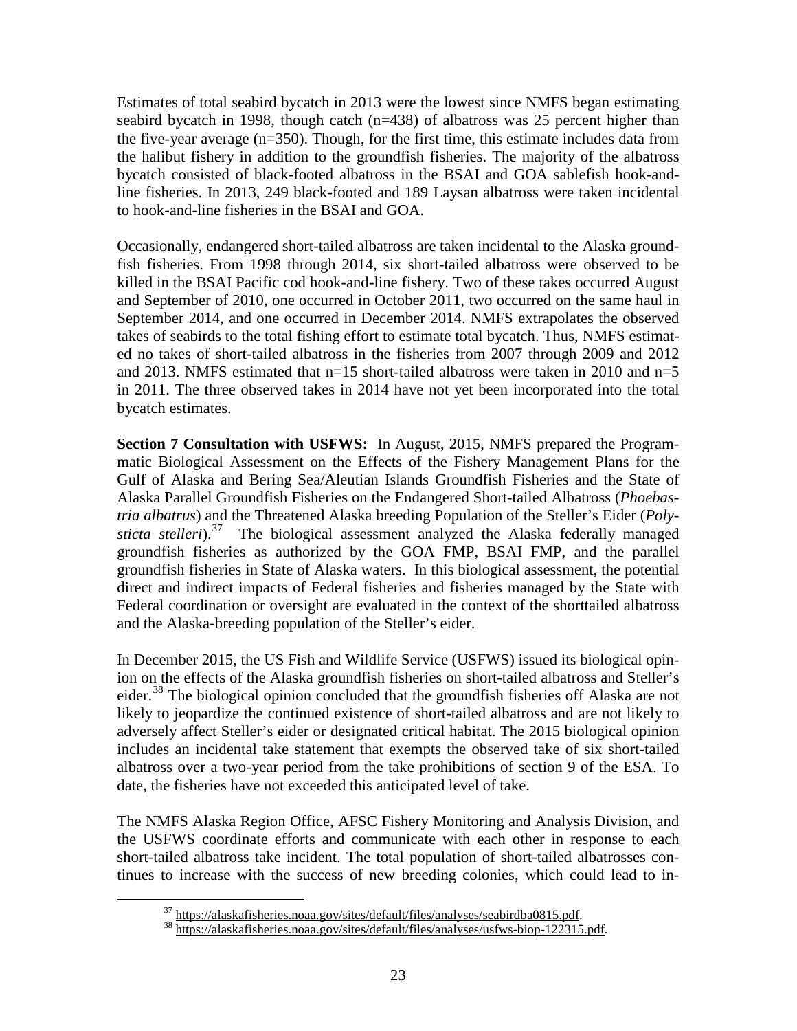Estimates of total seabird bycatch in 2013 were the lowest since NMFS began estimating seabird bycatch in 1998, though catch (n=438) of albatross was 25 percent higher than the five-year average (n=350). Though, for the first time, this estimate includes data from the halibut fishery in addition to the groundfish fisheries. The majority of the albatross bycatch consisted of black-footed albatross in the BSAI and GOA sablefish hook-and-line fisheries. In 2013, 249 black-footed and 189 Laysan albatross were taken incidental to hook-and-line fisheries in the BSAI and GOA.

Occasionally, endangered short-tailed albatross are taken incidental to the Alaska groundfish fisheries. From 1998 through 2014, six short-tailed albatross were observed to be killed in the BSAI Pacific cod hook-and-line fishery. Two of these takes occurred August and September of 2010, one occurred in October 2011, two occurred on the same haul in September 2014, and one occurred in December 2014. NMFS extrapolates the observed takes of seabirds to the total fishing effort to estimate total bycatch. Thus, NMFS estimated no takes of short-tailed albatross in the fisheries from 2007 through 2009 and 2012 and 2013. NMFS estimated that n=15 short-tailed albatross were taken in 2010 and n=5 in 2011. The three observed takes in 2014 have not yet been incorporated into the total bycatch estimates.

**Section 7 Consultation with USFWS:** In August, 2015, NMFS prepared the Programmatic Biological Assessment on the Effects of the Fishery Management Plans for the Gulf of Alaska and Bering Sea/Aleutian Islands Groundfish Fisheries and the State of Alaska Parallel Groundfish Fisheries on the Endangered Short-tailed Albatross (*Phoebastria albatrus*) and the Threatened Alaska breeding Population of the Steller's Eider (*Polysticta stelleri*).[37] The biological assessment analyzed the Alaska federally managed groundfish fisheries as authorized by the GOA FMP, BSAI FMP, and the parallel groundfish fisheries in State of Alaska waters. In this biological assessment, the potential direct and indirect impacts of Federal fisheries and fisheries managed by the State with Federal coordination or oversight are evaluated in the context of the shorttailed albatross and the Alaska-breeding population of the Steller's eider.

In December 2015, the US Fish and Wildlife Service (USFWS) issued its biological opinion on the effects of the Alaska groundfish fisheries on short-tailed albatross and Steller's eider.[38] The biological opinion concluded that the groundfish fisheries off Alaska are not likely to jeopardize the continued existence of short-tailed albatross and are not likely to adversely affect Steller's eider or designated critical habitat. The 2015 biological opinion includes an incidental take statement that exempts the observed take of six short-tailed albatross over a two-year period from the take prohibitions of section 9 of the ESA. To date, the fisheries have not exceeded this anticipated level of take.

The NMFS Alaska Region Office, AFSC Fishery Monitoring and Analysis Division, and the USFWS coordinate efforts and communicate with each other in response to each short-tailed albatross take incident. The total population of short-tailed albatrosses continues to increase with the success of new breeding colonies, which could lead to in-

[37] https://alaskafisheries.noaa.gov/sites/default/files/analyses/seabirdba0815.pdf.

[38] https://alaskafisheries.noaa.gov/sites/default/files/analyses/usfws-biop-122315.pdf.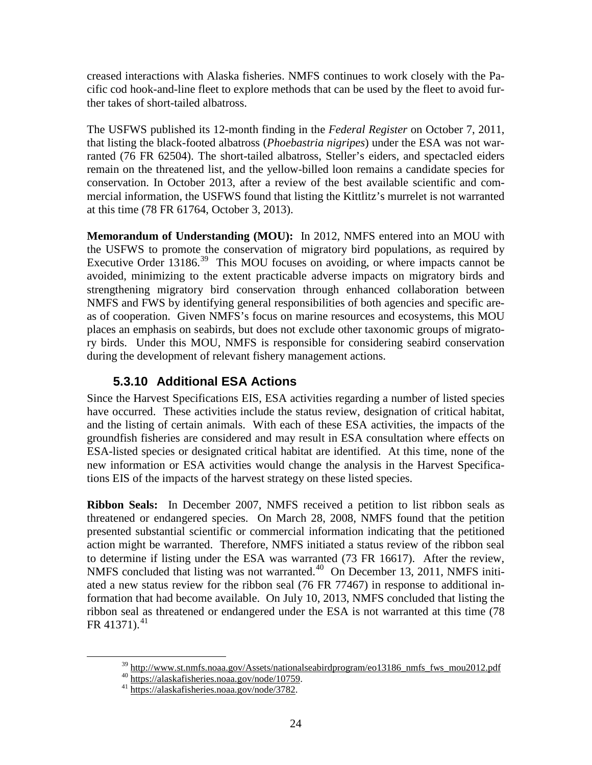creased interactions with Alaska fisheries. NMFS continues to work closely with the Pacific cod hook-and-line fleet to explore methods that can be used by the fleet to avoid further takes of short-tailed albatross.

The USFWS published its 12-month finding in the *Federal Register* on October 7, 2011, that listing the black-footed albatross (*Phoebastria nigripes*) under the ESA was not warranted (76 FR 62504). The short-tailed albatross, Steller's eiders, and spectacled eiders remain on the threatened list, and the yellow-billed loon remains a candidate species for conservation. In October 2013, after a review of the best available scientific and commercial information, the USFWS found that listing the Kittlitz's murrelet is not warranted at this time (78 FR 61764, October 3, 2013).

**Memorandum of Understanding (MOU):** In 2012, NMFS entered into an MOU with the USFWS to promote the conservation of migratory bird populations, as required by Executive Order 13186.[39] This MOU focuses on avoiding, or where impacts cannot be avoided, minimizing to the extent practicable adverse impacts on migratory birds and strengthening migratory bird conservation through enhanced collaboration between NMFS and FWS by identifying general responsibilities of both agencies and specific areas of cooperation. Given NMFS's focus on marine resources and ecosystems, this MOU places an emphasis on seabirds, but does not exclude other taxonomic groups of migratory birds. Under this MOU, NMFS is responsible for considering seabird conservation during the development of relevant fishery management actions.

### 5.3.10 Additional ESA Actions

Since the Harvest Specifications EIS, ESA activities regarding a number of listed species have occurred. These activities include the status review, designation of critical habitat, and the listing of certain animals. With each of these ESA activities, the impacts of the groundfish fisheries are considered and may result in ESA consultation where effects on ESA-listed species or designated critical habitat are identified. At this time, none of the new information or ESA activities would change the analysis in the Harvest Specifications EIS of the impacts of the harvest strategy on these listed species.

**Ribbon Seals:** In December 2007, NMFS received a petition to list ribbon seals as threatened or endangered species. On March 28, 2008, NMFS found that the petition presented substantial scientific or commercial information indicating that the petitioned action might be warranted. Therefore, NMFS initiated a status review of the ribbon seal to determine if listing under the ESA was warranted (73 FR 16617). After the review, NMFS concluded that listing was not warranted.[40] On December 13, 2011, NMFS initiated a new status review for the ribbon seal (76 FR 77467) in response to additional information that had become available. On July 10, 2013, NMFS concluded that listing the ribbon seal as threatened or endangered under the ESA is not warranted at this time (78 FR 41371).[41]

---

[39] http://www.st.nmfs.noaa.gov/Assets/nationalseabirdprogram/eo13186_nmfs_fws_mou2012.pdf

[40] https://alaskafisheries.noaa.gov/node/10759.

[41] https://alaskafisheries.noaa.gov/node/3782.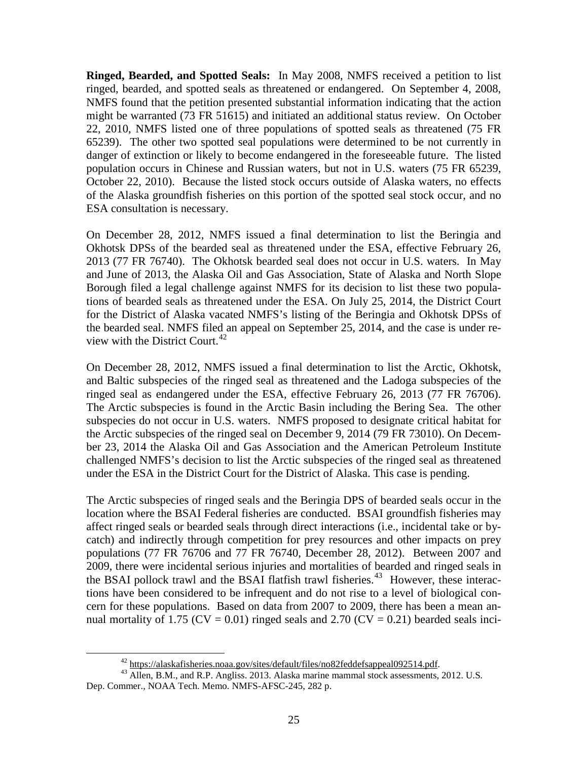**Ringed, Bearded, and Spotted Seals:** In May 2008, NMFS received a petition to list ringed, bearded, and spotted seals as threatened or endangered. On September 4, 2008, NMFS found that the petition presented substantial information indicating that the action might be warranted (73 FR 51615) and initiated an additional status review. On October 22, 2010, NMFS listed one of three populations of spotted seals as threatened (75 FR 65239). The other two spotted seal populations were determined to be not currently in danger of extinction or likely to become endangered in the foreseeable future. The listed population occurs in Chinese and Russian waters, but not in U.S. waters (75 FR 65239, October 22, 2010). Because the listed stock occurs outside of Alaska waters, no effects of the Alaska groundfish fisheries on this portion of the spotted seal stock occur, and no ESA consultation is necessary.

On December 28, 2012, NMFS issued a final determination to list the Beringia and Okhotsk DPSs of the bearded seal as threatened under the ESA, effective February 26, 2013 (77 FR 76740). The Okhotsk bearded seal does not occur in U.S. waters. In May and June of 2013, the Alaska Oil and Gas Association, State of Alaska and North Slope Borough filed a legal challenge against NMFS for its decision to list these two populations of bearded seals as threatened under the ESA. On July 25, 2014, the District Court for the District of Alaska vacated NMFS's listing of the Beringia and Okhotsk DPSs of the bearded seal. NMFS filed an appeal on September 25, 2014, and the case is under review with the District Court.[42]

On December 28, 2012, NMFS issued a final determination to list the Arctic, Okhotsk, and Baltic subspecies of the ringed seal as threatened and the Ladoga subspecies of the ringed seal as endangered under the ESA, effective February 26, 2013 (77 FR 76706). The Arctic subspecies is found in the Arctic Basin including the Bering Sea. The other subspecies do not occur in U.S. waters. NMFS proposed to designate critical habitat for the Arctic subspecies of the ringed seal on December 9, 2014 (79 FR 73010). On December 23, 2014 the Alaska Oil and Gas Association and the American Petroleum Institute challenged NMFS's decision to list the Arctic subspecies of the ringed seal as threatened under the ESA in the District Court for the District of Alaska. This case is pending.

The Arctic subspecies of ringed seals and the Beringia DPS of bearded seals occur in the location where the BSAI Federal fisheries are conducted. BSAI groundfish fisheries may affect ringed seals or bearded seals through direct interactions (i.e., incidental take or bycatch) and indirectly through competition for prey resources and other impacts on prey populations (77 FR 76706 and 77 FR 76740, December 28, 2012). Between 2007 and 2009, there were incidental serious injuries and mortalities of bearded and ringed seals in the BSAI pollock trawl and the BSAI flatfish trawl fisheries.[43] However, these interactions have been considered to be infrequent and do not rise to a level of biological concern for these populations. Based on data from 2007 to 2009, there has been a mean annual mortality of 1.75 (CV = 0.01) ringed seals and 2.70 (CV = 0.21) bearded seals inci-

---

[42] https://alaskafisheries.noaa.gov/sites/default/files/no82feddefsappeal092514.pdf.

[43] Allen, B.M., and R.P. Angliss. 2013. Alaska marine mammal stock assessments, 2012. U.S. Dep. Commer., NOAA Tech. Memo. NMFS-AFSC-245, 282 p.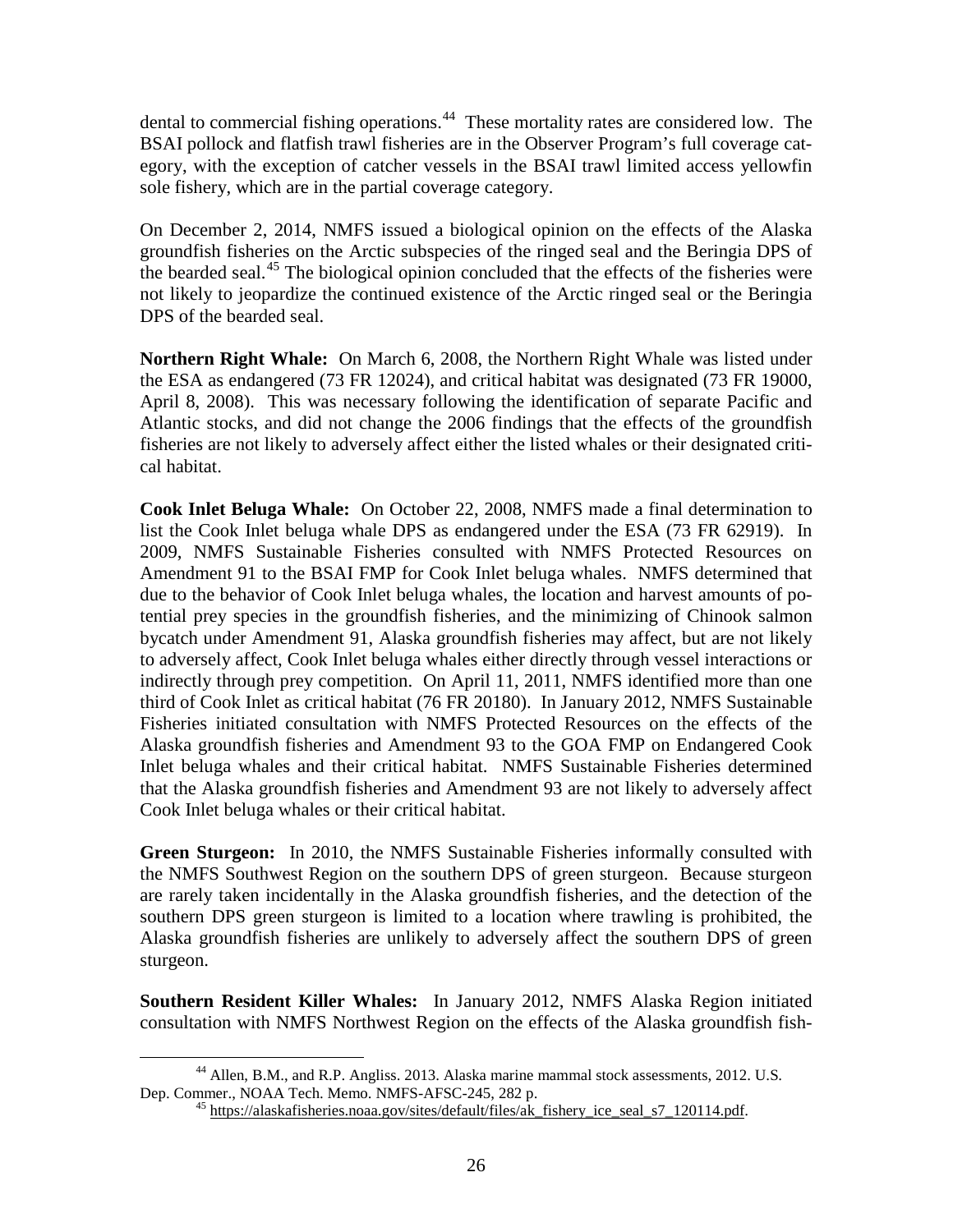dental to commercial fishing operations.[44] These mortality rates are considered low. The BSAI pollock and flatfish trawl fisheries are in the Observer Program's full coverage category, with the exception of catcher vessels in the BSAI trawl limited access yellowfin sole fishery, which are in the partial coverage category.

On December 2, 2014, NMFS issued a biological opinion on the effects of the Alaska groundfish fisheries on the Arctic subspecies of the ringed seal and the Beringia DPS of the bearded seal.[45] The biological opinion concluded that the effects of the fisheries were not likely to jeopardize the continued existence of the Arctic ringed seal or the Beringia DPS of the bearded seal.

**Northern Right Whale:** On March 6, 2008, the Northern Right Whale was listed under the ESA as endangered (73 FR 12024), and critical habitat was designated (73 FR 19000, April 8, 2008). This was necessary following the identification of separate Pacific and Atlantic stocks, and did not change the 2006 findings that the effects of the groundfish fisheries are not likely to adversely affect either the listed whales or their designated critical habitat.

**Cook Inlet Beluga Whale:** On October 22, 2008, NMFS made a final determination to list the Cook Inlet beluga whale DPS as endangered under the ESA (73 FR 62919). In 2009, NMFS Sustainable Fisheries consulted with NMFS Protected Resources on Amendment 91 to the BSAI FMP for Cook Inlet beluga whales. NMFS determined that due to the behavior of Cook Inlet beluga whales, the location and harvest amounts of potential prey species in the groundfish fisheries, and the minimizing of Chinook salmon bycatch under Amendment 91, Alaska groundfish fisheries may affect, but are not likely to adversely affect, Cook Inlet beluga whales either directly through vessel interactions or indirectly through prey competition. On April 11, 2011, NMFS identified more than one third of Cook Inlet as critical habitat (76 FR 20180). In January 2012, NMFS Sustainable Fisheries initiated consultation with NMFS Protected Resources on the effects of the Alaska groundfish fisheries and Amendment 93 to the GOA FMP on Endangered Cook Inlet beluga whales and their critical habitat. NMFS Sustainable Fisheries determined that the Alaska groundfish fisheries and Amendment 93 are not likely to adversely affect Cook Inlet beluga whales or their critical habitat.

**Green Sturgeon:** In 2010, the NMFS Sustainable Fisheries informally consulted with the NMFS Southwest Region on the southern DPS of green sturgeon. Because sturgeon are rarely taken incidentally in the Alaska groundfish fisheries, and the detection of the southern DPS green sturgeon is limited to a location where trawling is prohibited, the Alaska groundfish fisheries are unlikely to adversely affect the southern DPS of green sturgeon.

**Southern Resident Killer Whales:** In January 2012, NMFS Alaska Region initiated consultation with NMFS Northwest Region on the effects of the Alaska groundfish fish-

[44] Allen, B.M., and R.P. Angliss. 2013. Alaska marine mammal stock assessments, 2012. U.S. Dep. Commer., NOAA Tech. Memo. NMFS-AFSC-245, 282 p.

[45] https://alaskafisheries.noaa.gov/sites/default/files/ak_fishery_ice_seal_s7_120114.pdf.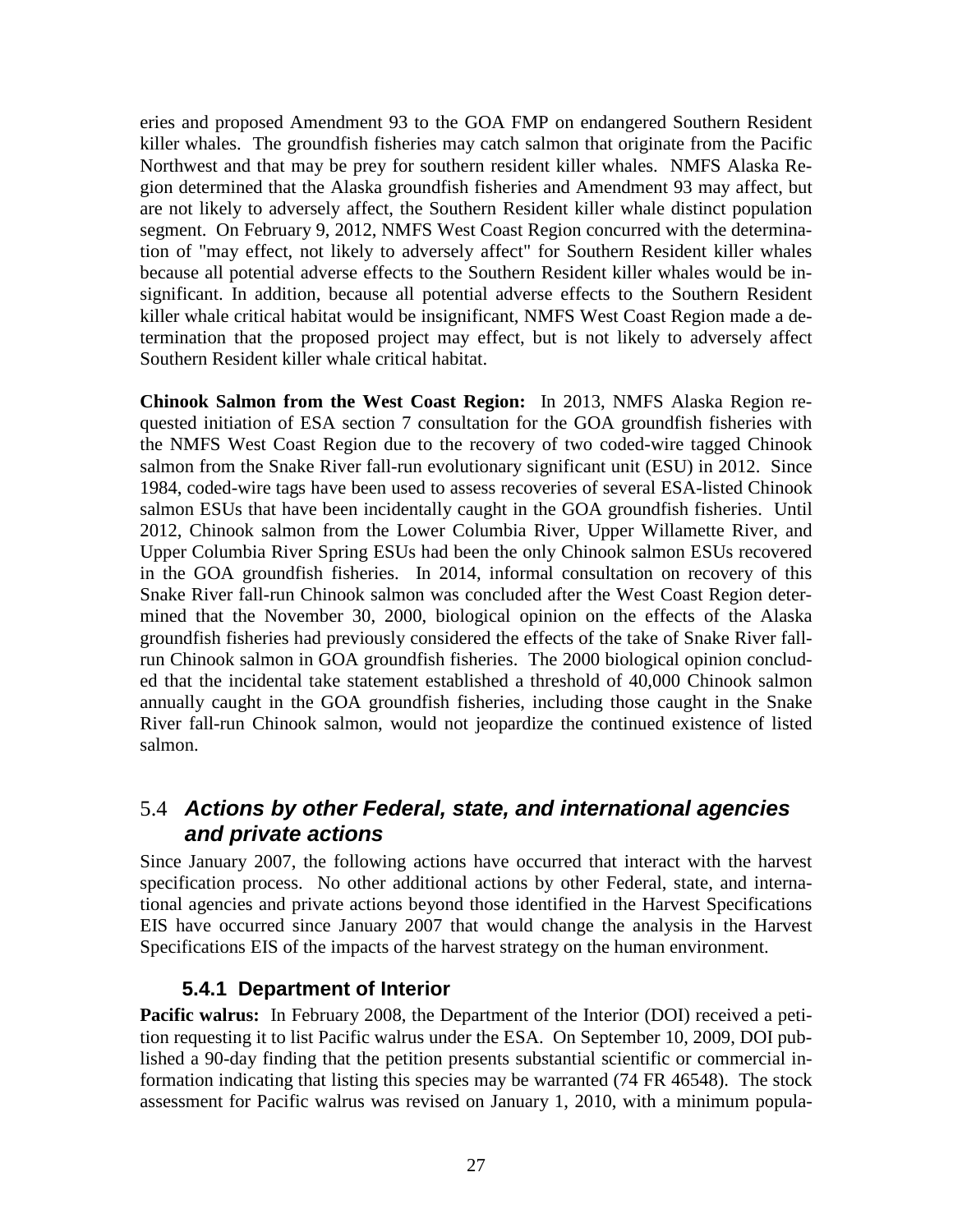eries and proposed Amendment 93 to the GOA FMP on endangered Southern Resident killer whales. The groundfish fisheries may catch salmon that originate from the Pacific Northwest and that may be prey for southern resident killer whales. NMFS Alaska Region determined that the Alaska groundfish fisheries and Amendment 93 may affect, but are not likely to adversely affect, the Southern Resident killer whale distinct population segment. On February 9, 2012, NMFS West Coast Region concurred with the determination of "may effect, not likely to adversely affect" for Southern Resident killer whales because all potential adverse effects to the Southern Resident killer whales would be insignificant. In addition, because all potential adverse effects to the Southern Resident killer whale critical habitat would be insignificant, NMFS West Coast Region made a determination that the proposed project may effect, but is not likely to adversely affect Southern Resident killer whale critical habitat.

**Chinook Salmon from the West Coast Region:** In 2013, NMFS Alaska Region requested initiation of ESA section 7 consultation for the GOA groundfish fisheries with the NMFS West Coast Region due to the recovery of two coded-wire tagged Chinook salmon from the Snake River fall-run evolutionary significant unit (ESU) in 2012. Since 1984, coded-wire tags have been used to assess recoveries of several ESA-listed Chinook salmon ESUs that have been incidentally caught in the GOA groundfish fisheries. Until 2012, Chinook salmon from the Lower Columbia River, Upper Willamette River, and Upper Columbia River Spring ESUs had been the only Chinook salmon ESUs recovered in the GOA groundfish fisheries. In 2014, informal consultation on recovery of this Snake River fall-run Chinook salmon was concluded after the West Coast Region determined that the November 30, 2000, biological opinion on the effects of the Alaska groundfish fisheries had previously considered the effects of the take of Snake River fall-run Chinook salmon in GOA groundfish fisheries. The 2000 biological opinion concluded that the incidental take statement established a threshold of 40,000 Chinook salmon annually caught in the GOA groundfish fisheries, including those caught in the Snake River fall-run Chinook salmon, would not jeopardize the continued existence of listed salmon.

## 5.4 *Actions by other Federal, state, and international agencies and private actions*

Since January 2007, the following actions have occurred that interact with the harvest specification process. No other additional actions by other Federal, state, and international agencies and private actions beyond those identified in the Harvest Specifications EIS have occurred since January 2007 that would change the analysis in the Harvest Specifications EIS of the impacts of the harvest strategy on the human environment.

### 5.4.1 Department of Interior

**Pacific walrus:** In February 2008, the Department of the Interior (DOI) received a petition requesting it to list Pacific walrus under the ESA. On September 10, 2009, DOI published a 90-day finding that the petition presents substantial scientific or commercial information indicating that listing this species may be warranted (74 FR 46548). The stock assessment for Pacific walrus was revised on January 1, 2010, with a minimum popula-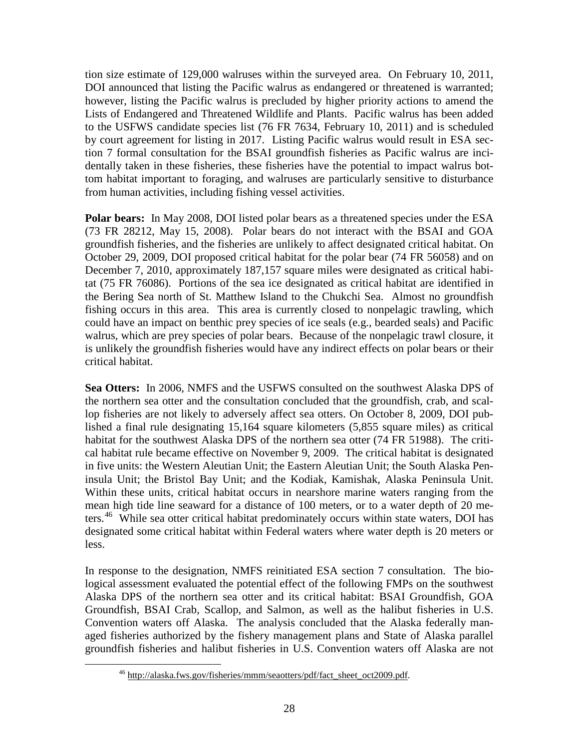tion size estimate of 129,000 walruses within the surveyed area. On February 10, 2011, DOI announced that listing the Pacific walrus as endangered or threatened is warranted; however, listing the Pacific walrus is precluded by higher priority actions to amend the Lists of Endangered and Threatened Wildlife and Plants. Pacific walrus has been added to the USFWS candidate species list (76 FR 7634, February 10, 2011) and is scheduled by court agreement for listing in 2017. Listing Pacific walrus would result in ESA section 7 formal consultation for the BSAI groundfish fisheries as Pacific walrus are incidentally taken in these fisheries, these fisheries have the potential to impact walrus bottom habitat important to foraging, and walruses are particularly sensitive to disturbance from human activities, including fishing vessel activities.

**Polar bears:** In May 2008, DOI listed polar bears as a threatened species under the ESA (73 FR 28212, May 15, 2008). Polar bears do not interact with the BSAI and GOA groundfish fisheries, and the fisheries are unlikely to affect designated critical habitat. On October 29, 2009, DOI proposed critical habitat for the polar bear (74 FR 56058) and on December 7, 2010, approximately 187,157 square miles were designated as critical habitat (75 FR 76086). Portions of the sea ice designated as critical habitat are identified in the Bering Sea north of St. Matthew Island to the Chukchi Sea. Almost no groundfish fishing occurs in this area. This area is currently closed to nonpelagic trawling, which could have an impact on benthic prey species of ice seals (e.g., bearded seals) and Pacific walrus, which are prey species of polar bears. Because of the nonpelagic trawl closure, it is unlikely the groundfish fisheries would have any indirect effects on polar bears or their critical habitat.

**Sea Otters:** In 2006, NMFS and the USFWS consulted on the southwest Alaska DPS of the northern sea otter and the consultation concluded that the groundfish, crab, and scallop fisheries are not likely to adversely affect sea otters. On October 8, 2009, DOI published a final rule designating 15,164 square kilometers (5,855 square miles) as critical habitat for the southwest Alaska DPS of the northern sea otter (74 FR 51988). The critical habitat rule became effective on November 9, 2009. The critical habitat is designated in five units: the Western Aleutian Unit; the Eastern Aleutian Unit; the South Alaska Peninsula Unit; the Bristol Bay Unit; and the Kodiak, Kamishak, Alaska Peninsula Unit. Within these units, critical habitat occurs in nearshore marine waters ranging from the mean high tide line seaward for a distance of 100 meters, or to a water depth of 20 meters.[46] While sea otter critical habitat predominately occurs within state waters, DOI has designated some critical habitat within Federal waters where water depth is 20 meters or less.

In response to the designation, NMFS reinitiated ESA section 7 consultation. The biological assessment evaluated the potential effect of the following FMPs on the southwest Alaska DPS of the northern sea otter and its critical habitat: BSAI Groundfish, GOA Groundfish, BSAI Crab, Scallop, and Salmon, as well as the halibut fisheries in U.S. Convention waters off Alaska. The analysis concluded that the Alaska federally managed fisheries authorized by the fishery management plans and State of Alaska parallel groundfish fisheries and halibut fisheries in U.S. Convention waters off Alaska are not

[46] http://alaska.fws.gov/fisheries/mmm/seaotters/pdf/fact_sheet_oct2009.pdf.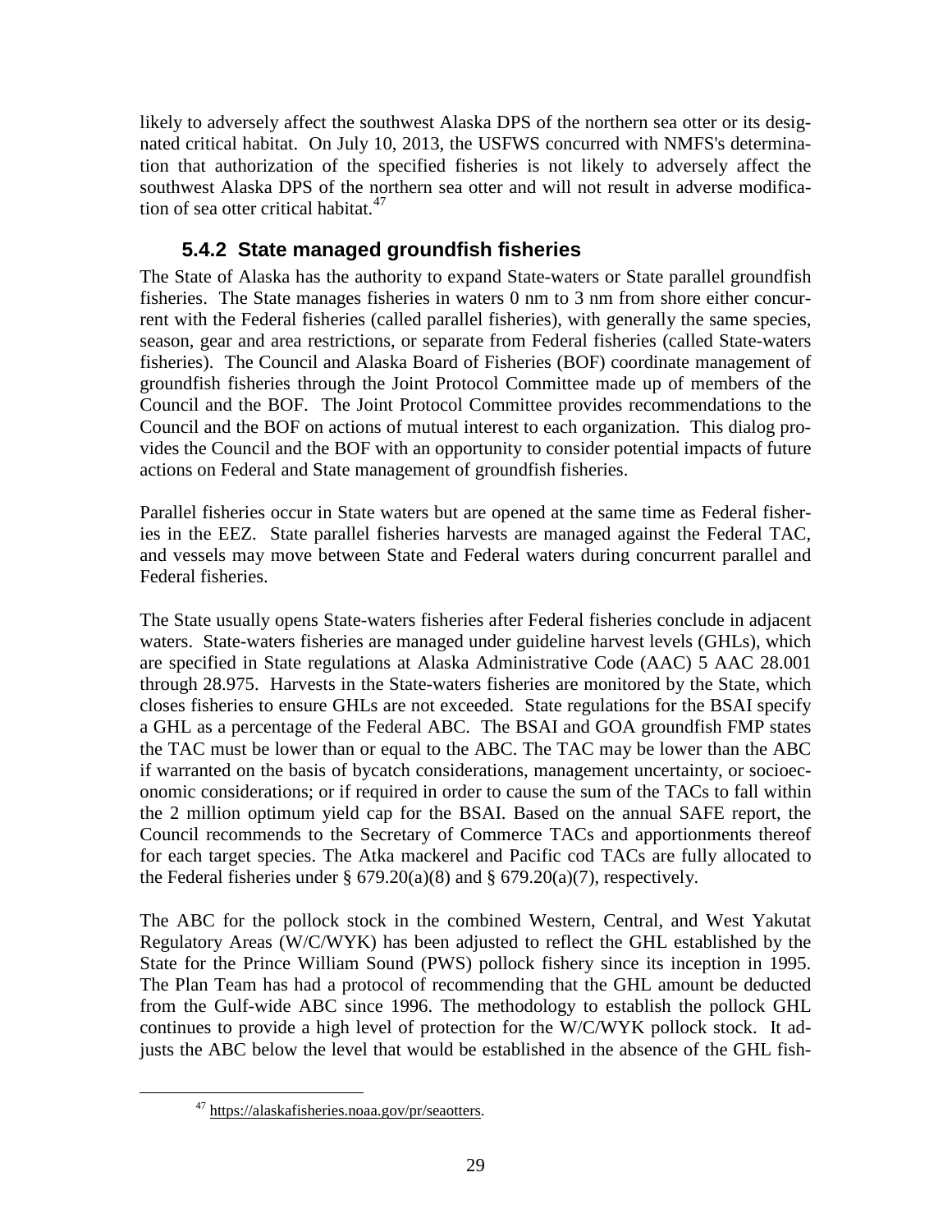likely to adversely affect the southwest Alaska DPS of the northern sea otter or its designated critical habitat. On July 10, 2013, the USFWS concurred with NMFS's determination that authorization of the specified fisheries is not likely to adversely affect the southwest Alaska DPS of the northern sea otter and will not result in adverse modification of sea otter critical habitat.[47]

### 5.4.2 State managed groundfish fisheries

The State of Alaska has the authority to expand State-waters or State parallel groundfish fisheries. The State manages fisheries in waters 0 nm to 3 nm from shore either concurrent with the Federal fisheries (called parallel fisheries), with generally the same species, season, gear and area restrictions, or separate from Federal fisheries (called State-waters fisheries). The Council and Alaska Board of Fisheries (BOF) coordinate management of groundfish fisheries through the Joint Protocol Committee made up of members of the Council and the BOF. The Joint Protocol Committee provides recommendations to the Council and the BOF on actions of mutual interest to each organization. This dialog provides the Council and the BOF with an opportunity to consider potential impacts of future actions on Federal and State management of groundfish fisheries.

Parallel fisheries occur in State waters but are opened at the same time as Federal fisheries in the EEZ. State parallel fisheries harvests are managed against the Federal TAC, and vessels may move between State and Federal waters during concurrent parallel and Federal fisheries.

The State usually opens State-waters fisheries after Federal fisheries conclude in adjacent waters. State-waters fisheries are managed under guideline harvest levels (GHLs), which are specified in State regulations at Alaska Administrative Code (AAC) 5 AAC 28.001 through 28.975. Harvests in the State-waters fisheries are monitored by the State, which closes fisheries to ensure GHLs are not exceeded. State regulations for the BSAI specify a GHL as a percentage of the Federal ABC. The BSAI and GOA groundfish FMP states the TAC must be lower than or equal to the ABC. The TAC may be lower than the ABC if warranted on the basis of bycatch considerations, management uncertainty, or socioeconomic considerations; or if required in order to cause the sum of the TACs to fall within the 2 million optimum yield cap for the BSAI. Based on the annual SAFE report, the Council recommends to the Secretary of Commerce TACs and apportionments thereof for each target species. The Atka mackerel and Pacific cod TACs are fully allocated to the Federal fisheries under § 679.20(a)(8) and § 679.20(a)(7), respectively.

The ABC for the pollock stock in the combined Western, Central, and West Yakutat Regulatory Areas (W/C/WYK) has been adjusted to reflect the GHL established by the State for the Prince William Sound (PWS) pollock fishery since its inception in 1995. The Plan Team has had a protocol of recommending that the GHL amount be deducted from the Gulf-wide ABC since 1996. The methodology to establish the pollock GHL continues to provide a high level of protection for the W/C/WYK pollock stock. It adjusts the ABC below the level that would be established in the absence of the GHL fish-

[47] https://alaskafisheries.noaa.gov/pr/seaotters.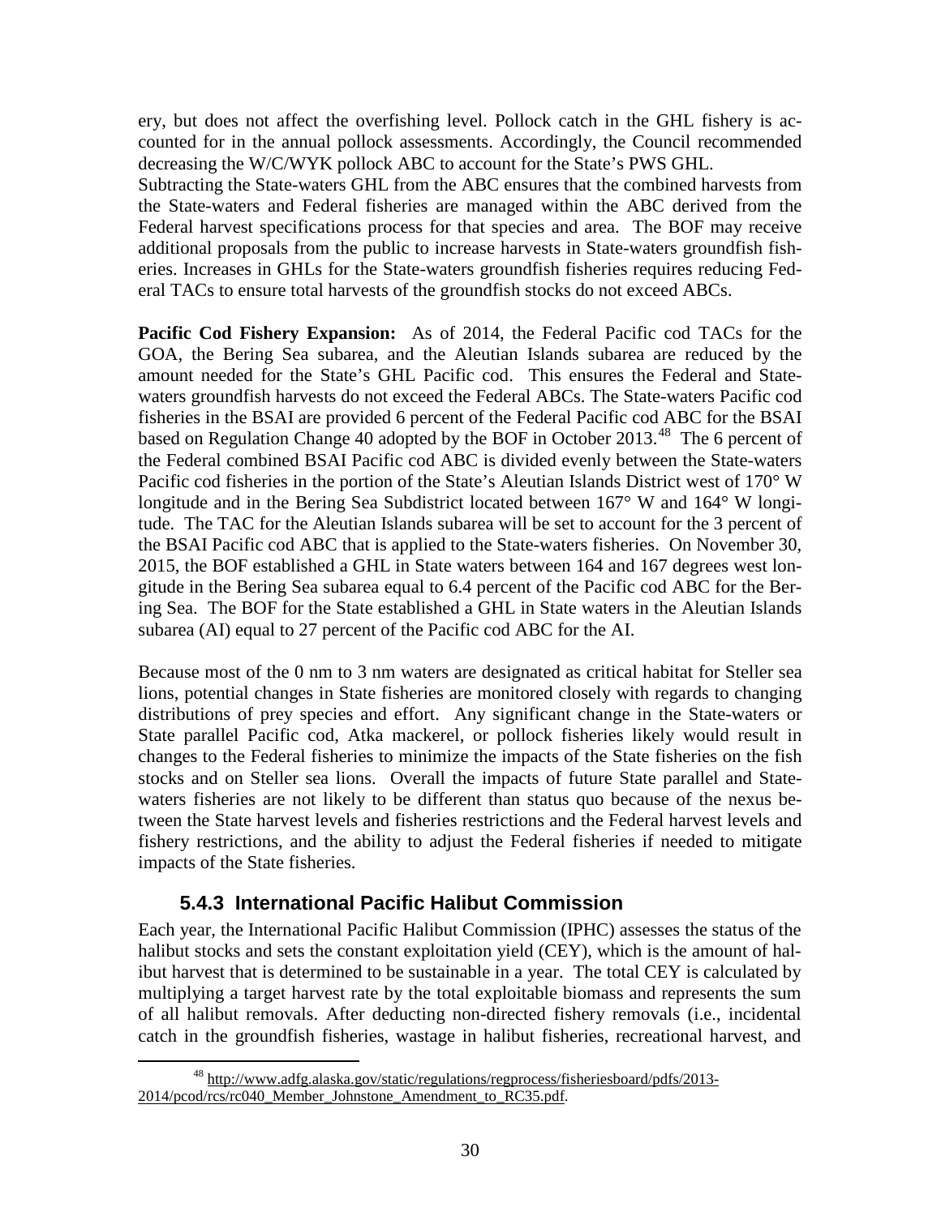ery, but does not affect the overfishing level. Pollock catch in the GHL fishery is accounted for in the annual pollock assessments. Accordingly, the Council recommended decreasing the W/C/WYK pollock ABC to account for the State's PWS GHL.

Subtracting the State-waters GHL from the ABC ensures that the combined harvests from the State-waters and Federal fisheries are managed within the ABC derived from the Federal harvest specifications process for that species and area. The BOF may receive additional proposals from the public to increase harvests in State-waters groundfish fisheries. Increases in GHLs for the State-waters groundfish fisheries requires reducing Federal TACs to ensure total harvests of the groundfish stocks do not exceed ABCs.

**Pacific Cod Fishery Expansion:** As of 2014, the Federal Pacific cod TACs for the GOA, the Bering Sea subarea, and the Aleutian Islands subarea are reduced by the amount needed for the State's GHL Pacific cod. This ensures the Federal and State-waters groundfish harvests do not exceed the Federal ABCs. The State-waters Pacific cod fisheries in the BSAI are provided 6 percent of the Federal Pacific cod ABC for the BSAI based on Regulation Change 40 adopted by the BOF in October 2013.[48] The 6 percent of the Federal combined BSAI Pacific cod ABC is divided evenly between the State-waters Pacific cod fisheries in the portion of the State's Aleutian Islands District west of 170° W longitude and in the Bering Sea Subdistrict located between 167° W and 164° W longitude. The TAC for the Aleutian Islands subarea will be set to account for the 3 percent of the BSAI Pacific cod ABC that is applied to the State-waters fisheries. On November 30, 2015, the BOF established a GHL in State waters between 164 and 167 degrees west longitude in the Bering Sea subarea equal to 6.4 percent of the Pacific cod ABC for the Bering Sea. The BOF for the State established a GHL in State waters in the Aleutian Islands subarea (AI) equal to 27 percent of the Pacific cod ABC for the AI.

Because most of the 0 nm to 3 nm waters are designated as critical habitat for Steller sea lions, potential changes in State fisheries are monitored closely with regards to changing distributions of prey species and effort. Any significant change in the State-waters or State parallel Pacific cod, Atka mackerel, or pollock fisheries likely would result in changes to the Federal fisheries to minimize the impacts of the State fisheries on the fish stocks and on Steller sea lions. Overall the impacts of future State parallel and State-waters fisheries are not likely to be different than status quo because of the nexus between the State harvest levels and fisheries restrictions and the Federal harvest levels and fishery restrictions, and the ability to adjust the Federal fisheries if needed to mitigate impacts of the State fisheries.

### 5.4.3 International Pacific Halibut Commission

Each year, the International Pacific Halibut Commission (IPHC) assesses the status of the halibut stocks and sets the constant exploitation yield (CEY), which is the amount of halibut harvest that is determined to be sustainable in a year. The total CEY is calculated by multiplying a target harvest rate by the total exploitable biomass and represents the sum of all halibut removals. After deducting non-directed fishery removals (i.e., incidental catch in the groundfish fisheries, wastage in halibut fisheries, recreational harvest, and

---

[48] http://www.adfg.alaska.gov/static/regulations/regprocess/fisheriesboard/pdfs/2013-2014/pcod/rcs/rc040_Member_Johnstone_Amendment_to_RC35.pdf.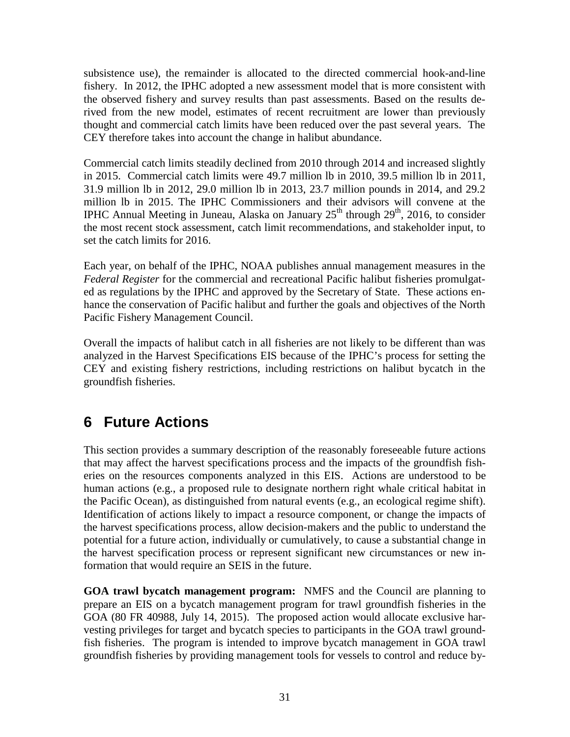subsistence use), the remainder is allocated to the directed commercial hook-and-line fishery. In 2012, the IPHC adopted a new assessment model that is more consistent with the observed fishery and survey results than past assessments. Based on the results derived from the new model, estimates of recent recruitment are lower than previously thought and commercial catch limits have been reduced over the past several years. The CEY therefore takes into account the change in halibut abundance.

Commercial catch limits steadily declined from 2010 through 2014 and increased slightly in 2015. Commercial catch limits were 49.7 million lb in 2010, 39.5 million lb in 2011, 31.9 million lb in 2012, 29.0 million lb in 2013, 23.7 million pounds in 2014, and 29.2 million lb in 2015. The IPHC Commissioners and their advisors will convene at the IPHC Annual Meeting in Juneau, Alaska on January 25th through 29th, 2016, to consider the most recent stock assessment, catch limit recommendations, and stakeholder input, to set the catch limits for 2016.

Each year, on behalf of the IPHC, NOAA publishes annual management measures in the *Federal Register* for the commercial and recreational Pacific halibut fisheries promulgated as regulations by the IPHC and approved by the Secretary of State. These actions enhance the conservation of Pacific halibut and further the goals and objectives of the North Pacific Fishery Management Council.

Overall the impacts of halibut catch in all fisheries are not likely to be different than was analyzed in the Harvest Specifications EIS because of the IPHC's process for setting the CEY and existing fishery restrictions, including restrictions on halibut bycatch in the groundfish fisheries.

# 6 Future Actions

This section provides a summary description of the reasonably foreseeable future actions that may affect the harvest specifications process and the impacts of the groundfish fisheries on the resources components analyzed in this EIS. Actions are understood to be human actions (e.g., a proposed rule to designate northern right whale critical habitat in the Pacific Ocean), as distinguished from natural events (e.g., an ecological regime shift). Identification of actions likely to impact a resource component, or change the impacts of the harvest specifications process, allow decision-makers and the public to understand the potential for a future action, individually or cumulatively, to cause a substantial change in the harvest specification process or represent significant new circumstances or new information that would require an SEIS in the future.

**GOA trawl bycatch management program:** NMFS and the Council are planning to prepare an EIS on a bycatch management program for trawl groundfish fisheries in the GOA (80 FR 40988, July 14, 2015). The proposed action would allocate exclusive harvesting privileges for target and bycatch species to participants in the GOA trawl groundfish fisheries. The program is intended to improve bycatch management in GOA trawl groundfish fisheries by providing management tools for vessels to control and reduce by-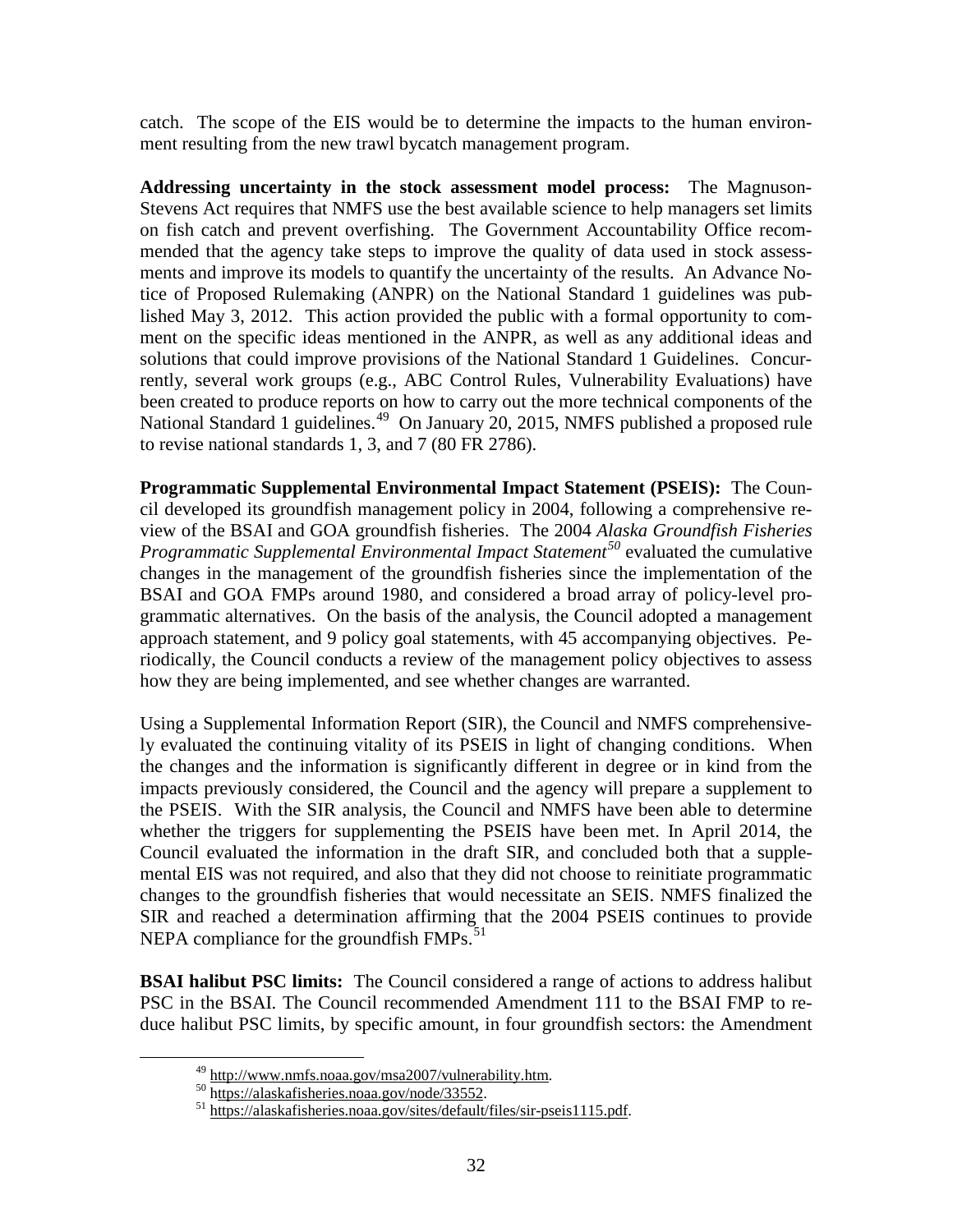catch. The scope of the EIS would be to determine the impacts to the human environment resulting from the new trawl bycatch management program.

**Addressing uncertainty in the stock assessment model process:** The Magnuson-Stevens Act requires that NMFS use the best available science to help managers set limits on fish catch and prevent overfishing. The Government Accountability Office recommended that the agency take steps to improve the quality of data used in stock assessments and improve its models to quantify the uncertainty of the results. An Advance Notice of Proposed Rulemaking (ANPR) on the National Standard 1 guidelines was published May 3, 2012. This action provided the public with a formal opportunity to comment on the specific ideas mentioned in the ANPR, as well as any additional ideas and solutions that could improve provisions of the National Standard 1 Guidelines. Concurrently, several work groups (e.g., ABC Control Rules, Vulnerability Evaluations) have been created to produce reports on how to carry out the more technical components of the National Standard 1 guidelines.[49] On January 20, 2015, NMFS published a proposed rule to revise national standards 1, 3, and 7 (80 FR 2786).

**Programmatic Supplemental Environmental Impact Statement (PSEIS):** The Council developed its groundfish management policy in 2004, following a comprehensive review of the BSAI and GOA groundfish fisheries. The 2004 *Alaska Groundfish Fisheries Programmatic Supplemental Environmental Impact Statement*[50] evaluated the cumulative changes in the management of the groundfish fisheries since the implementation of the BSAI and GOA FMPs around 1980, and considered a broad array of policy-level programmatic alternatives. On the basis of the analysis, the Council adopted a management approach statement, and 9 policy goal statements, with 45 accompanying objectives. Periodically, the Council conducts a review of the management policy objectives to assess how they are being implemented, and see whether changes are warranted.

Using a Supplemental Information Report (SIR), the Council and NMFS comprehensively evaluated the continuing vitality of its PSEIS in light of changing conditions. When the changes and the information is significantly different in degree or in kind from the impacts previously considered, the Council and the agency will prepare a supplement to the PSEIS. With the SIR analysis, the Council and NMFS have been able to determine whether the triggers for supplementing the PSEIS have been met. In April 2014, the Council evaluated the information in the draft SIR, and concluded both that a supplemental EIS was not required, and also that they did not choose to reinitiate programmatic changes to the groundfish fisheries that would necessitate an SEIS. NMFS finalized the SIR and reached a determination affirming that the 2004 PSEIS continues to provide NEPA compliance for the groundfish FMPs.[51]

**BSAI halibut PSC limits:** The Council considered a range of actions to address halibut PSC in the BSAI. The Council recommended Amendment 111 to the BSAI FMP to reduce halibut PSC limits, by specific amount, in four groundfish sectors: the Amendment

---

[49] http://www.nmfs.noaa.gov/msa2007/vulnerability.htm.

[50] https://alaskafisheries.noaa.gov/node/33552.

[51] https://alaskafisheries.noaa.gov/sites/default/files/sir-pseis1115.pdf.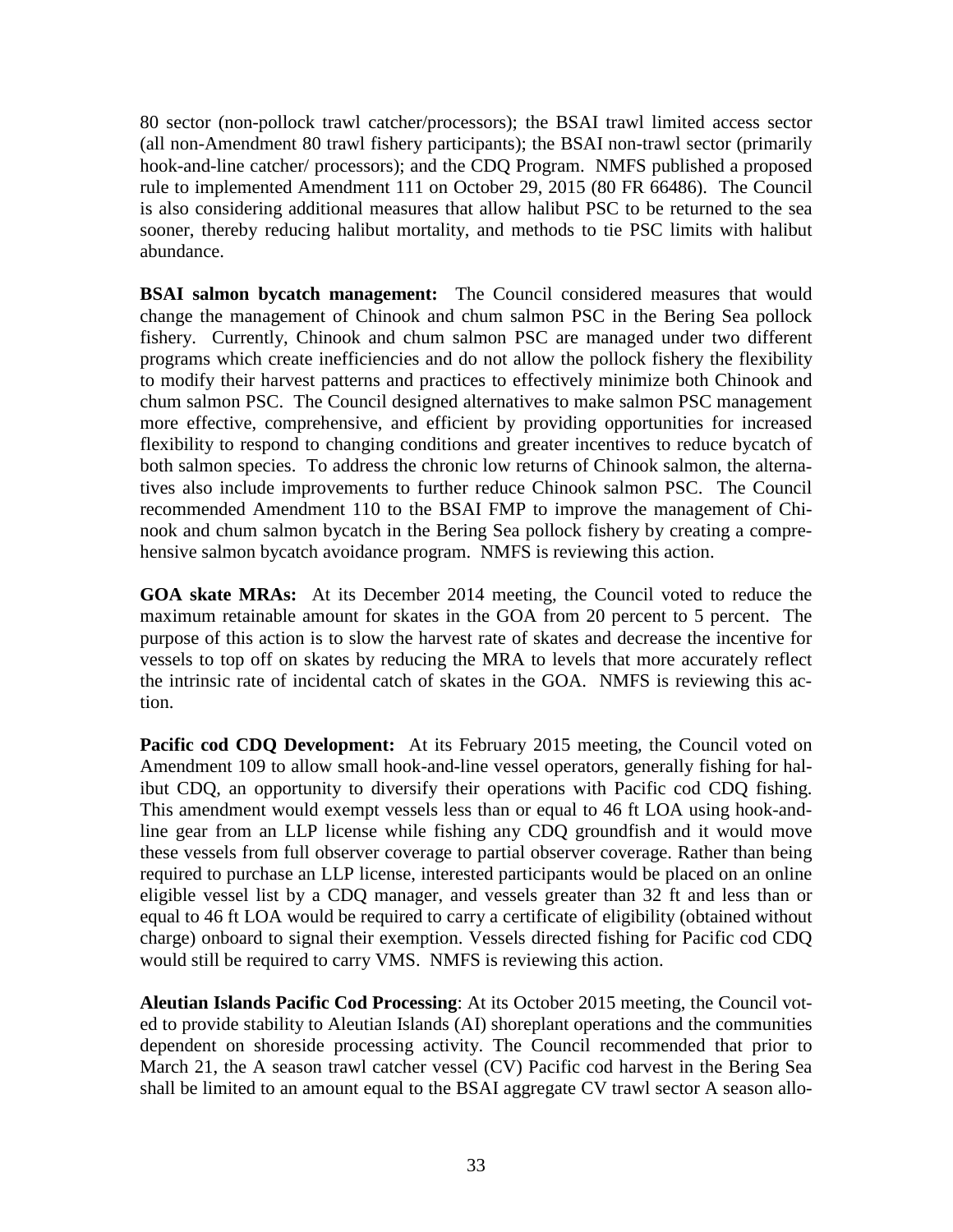80 sector (non-pollock trawl catcher/processors); the BSAI trawl limited access sector (all non-Amendment 80 trawl fishery participants); the BSAI non-trawl sector (primarily hook-and-line catcher/ processors); and the CDQ Program. NMFS published a proposed rule to implemented Amendment 111 on October 29, 2015 (80 FR 66486). The Council is also considering additional measures that allow halibut PSC to be returned to the sea sooner, thereby reducing halibut mortality, and methods to tie PSC limits with halibut abundance.

**BSAI salmon bycatch management:** The Council considered measures that would change the management of Chinook and chum salmon PSC in the Bering Sea pollock fishery. Currently, Chinook and chum salmon PSC are managed under two different programs which create inefficiencies and do not allow the pollock fishery the flexibility to modify their harvest patterns and practices to effectively minimize both Chinook and chum salmon PSC. The Council designed alternatives to make salmon PSC management more effective, comprehensive, and efficient by providing opportunities for increased flexibility to respond to changing conditions and greater incentives to reduce bycatch of both salmon species. To address the chronic low returns of Chinook salmon, the alternatives also include improvements to further reduce Chinook salmon PSC. The Council recommended Amendment 110 to the BSAI FMP to improve the management of Chinook and chum salmon bycatch in the Bering Sea pollock fishery by creating a comprehensive salmon bycatch avoidance program. NMFS is reviewing this action.

**GOA skate MRAs:** At its December 2014 meeting, the Council voted to reduce the maximum retainable amount for skates in the GOA from 20 percent to 5 percent. The purpose of this action is to slow the harvest rate of skates and decrease the incentive for vessels to top off on skates by reducing the MRA to levels that more accurately reflect the intrinsic rate of incidental catch of skates in the GOA. NMFS is reviewing this action.

**Pacific cod CDQ Development:** At its February 2015 meeting, the Council voted on Amendment 109 to allow small hook-and-line vessel operators, generally fishing for halibut CDQ, an opportunity to diversify their operations with Pacific cod CDQ fishing. This amendment would exempt vessels less than or equal to 46 ft LOA using hook-and-line gear from an LLP license while fishing any CDQ groundfish and it would move these vessels from full observer coverage to partial observer coverage. Rather than being required to purchase an LLP license, interested participants would be placed on an online eligible vessel list by a CDQ manager, and vessels greater than 32 ft and less than or equal to 46 ft LOA would be required to carry a certificate of eligibility (obtained without charge) onboard to signal their exemption. Vessels directed fishing for Pacific cod CDQ would still be required to carry VMS. NMFS is reviewing this action.

**Aleutian Islands Pacific Cod Processing**: At its October 2015 meeting, the Council voted to provide stability to Aleutian Islands (AI) shoreplant operations and the communities dependent on shoreside processing activity. The Council recommended that prior to March 21, the A season trawl catcher vessel (CV) Pacific cod harvest in the Bering Sea shall be limited to an amount equal to the BSAI aggregate CV trawl sector A season allo-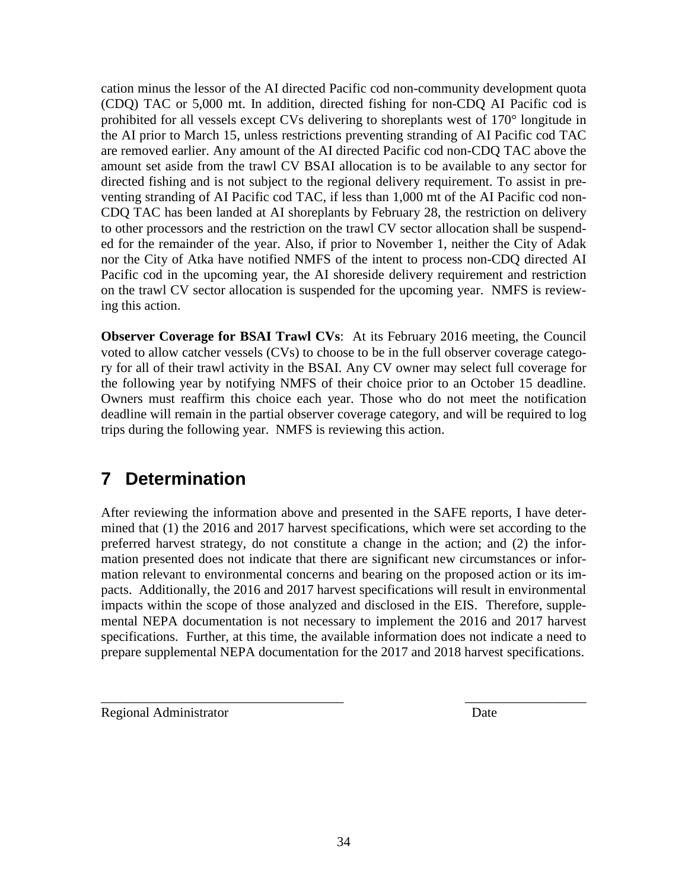cation minus the lessor of the AI directed Pacific cod non-community development quota (CDQ) TAC or 5,000 mt. In addition, directed fishing for non-CDQ AI Pacific cod is prohibited for all vessels except CVs delivering to shoreplants west of 170° longitude in the AI prior to March 15, unless restrictions preventing stranding of AI Pacific cod TAC are removed earlier. Any amount of the AI directed Pacific cod non-CDQ TAC above the amount set aside from the trawl CV BSAI allocation is to be available to any sector for directed fishing and is not subject to the regional delivery requirement. To assist in preventing stranding of AI Pacific cod TAC, if less than 1,000 mt of the AI Pacific cod non-CDQ TAC has been landed at AI shoreplants by February 28, the restriction on delivery to other processors and the restriction on the trawl CV sector allocation shall be suspended for the remainder of the year. Also, if prior to November 1, neither the City of Adak nor the City of Atka have notified NMFS of the intent to process non-CDQ directed AI Pacific cod in the upcoming year, the AI shoreside delivery requirement and restriction on the trawl CV sector allocation is suspended for the upcoming year. NMFS is reviewing this action.

**Observer Coverage for BSAI Trawl CVs**: At its February 2016 meeting, the Council voted to allow catcher vessels (CVs) to choose to be in the full observer coverage category for all of their trawl activity in the BSAI. Any CV owner may select full coverage for the following year by notifying NMFS of their choice prior to an October 15 deadline. Owners must reaffirm this choice each year. Those who do not meet the notification deadline will remain in the partial observer coverage category, and will be required to log trips during the following year. NMFS is reviewing this action.

# 7 Determination

After reviewing the information above and presented in the SAFE reports, I have determined that (1) the 2016 and 2017 harvest specifications, which were set according to the preferred harvest strategy, do not constitute a change in the action; and (2) the information presented does not indicate that there are significant new circumstances or information relevant to environmental concerns and bearing on the proposed action or its impacts. Additionally, the 2016 and 2017 harvest specifications will result in environmental impacts within the scope of those analyzed and disclosed in the EIS. Therefore, supplemental NEPA documentation is not necessary to implement the 2016 and 2017 harvest specifications. Further, at this time, the available information does not indicate a need to prepare supplemental NEPA documentation for the 2017 and 2018 harvest specifications.

_____________________________________ __________________

Regional Administrator Date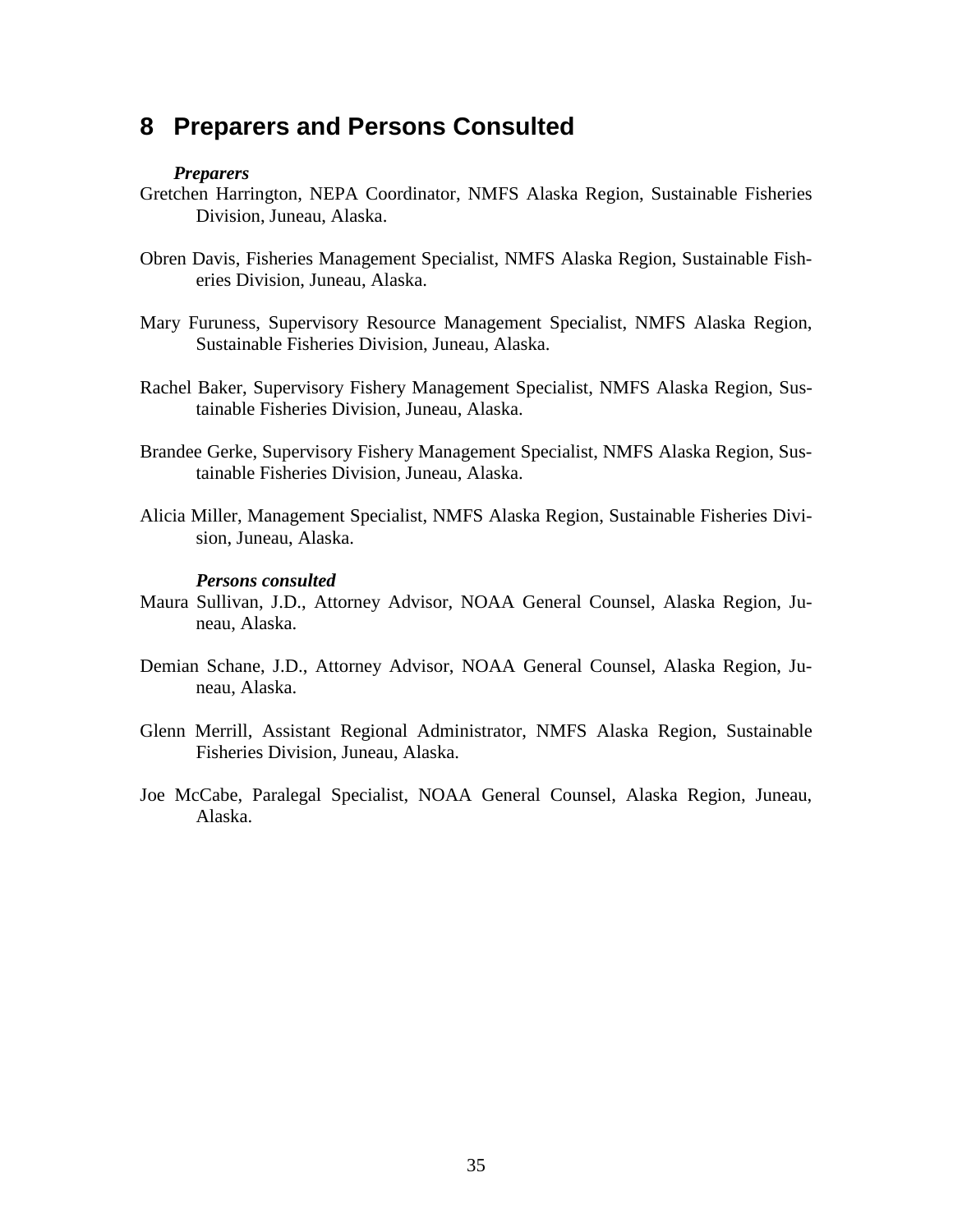# 8 Preparers and Persons Consulted

***Preparers***

Gretchen Harrington, NEPA Coordinator, NMFS Alaska Region, Sustainable Fisheries Division, Juneau, Alaska.

Obren Davis, Fisheries Management Specialist, NMFS Alaska Region, Sustainable Fisheries Division, Juneau, Alaska.

Mary Furuness, Supervisory Resource Management Specialist, NMFS Alaska Region, Sustainable Fisheries Division, Juneau, Alaska.

Rachel Baker, Supervisory Fishery Management Specialist, NMFS Alaska Region, Sustainable Fisheries Division, Juneau, Alaska.

Brandee Gerke, Supervisory Fishery Management Specialist, NMFS Alaska Region, Sustainable Fisheries Division, Juneau, Alaska.

Alicia Miller, Management Specialist, NMFS Alaska Region, Sustainable Fisheries Division, Juneau, Alaska.

***Persons consulted***

Maura Sullivan, J.D., Attorney Advisor, NOAA General Counsel, Alaska Region, Juneau, Alaska.

Demian Schane, J.D., Attorney Advisor, NOAA General Counsel, Alaska Region, Juneau, Alaska.

Glenn Merrill, Assistant Regional Administrator, NMFS Alaska Region, Sustainable Fisheries Division, Juneau, Alaska.

Joe McCabe, Paralegal Specialist, NOAA General Counsel, Alaska Region, Juneau, Alaska.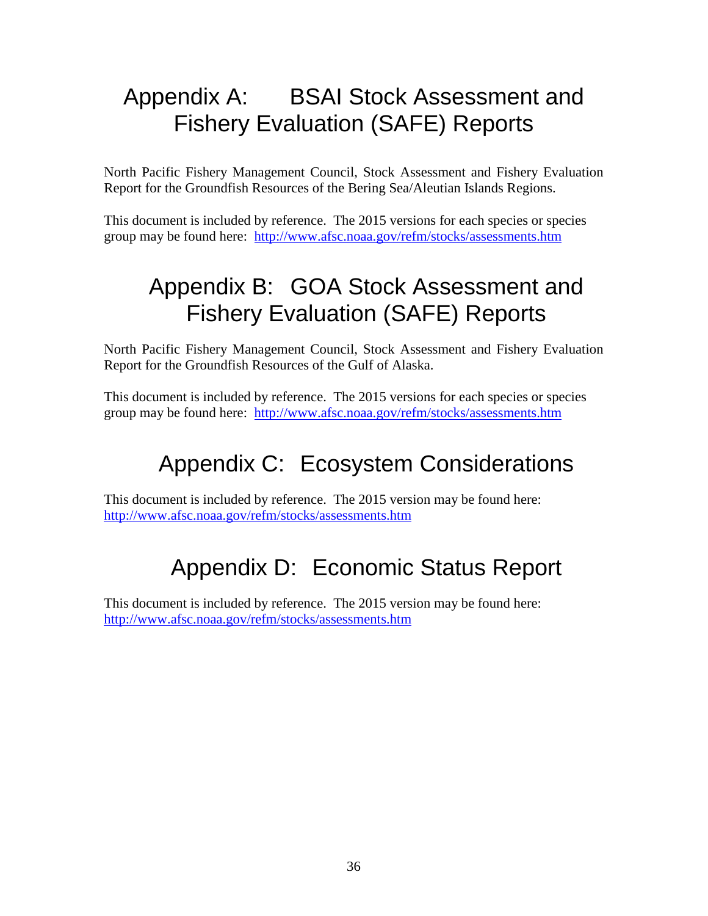# Appendix A: BSAI Stock Assessment and Fishery Evaluation (SAFE) Reports

North Pacific Fishery Management Council, Stock Assessment and Fishery Evaluation Report for the Groundfish Resources of the Bering Sea/Aleutian Islands Regions.

This document is included by reference. The 2015 versions for each species or species group may be found here: http://www.afsc.noaa.gov/refm/stocks/assessments.htm

# Appendix B: GOA Stock Assessment and Fishery Evaluation (SAFE) Reports

North Pacific Fishery Management Council, Stock Assessment and Fishery Evaluation Report for the Groundfish Resources of the Gulf of Alaska.

This document is included by reference. The 2015 versions for each species or species group may be found here: http://www.afsc.noaa.gov/refm/stocks/assessments.htm

# Appendix C: Ecosystem Considerations

This document is included by reference. The 2015 version may be found here: http://www.afsc.noaa.gov/refm/stocks/assessments.htm

# Appendix D: Economic Status Report

This document is included by reference. The 2015 version may be found here: http://www.afsc.noaa.gov/refm/stocks/assessments.htm